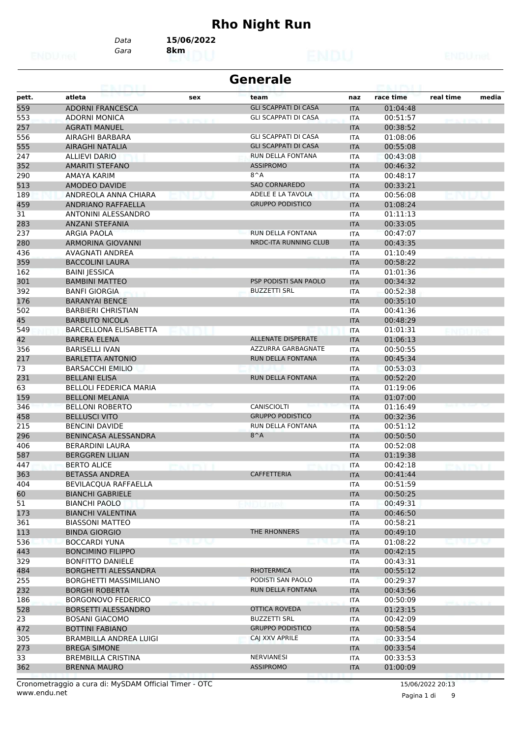# Rho Night Run

*Data* **15/06/2022**
*Gara* **8km**

## Generale

| pett. | atleta | sex | team | naz | race time | real time | media |
|---|---|---|---|---|---|---|---|
| 559 | ADORNI FRANCESCA | | GLI SCAPPATI DI CASA | ITA | 01:04:48 | | |
| 553 | ADORNI MONICA | | GLI SCAPPATI DI CASA | ITA | 00:51:57 | | |
| 257 | AGRATI MANUEL | | | ITA | 00:38:52 | | |
| 556 | AIRAGHI BARBARA | | GLI SCAPPATI DI CASA | ITA | 01:08:06 | | |
| 555 | AIRAGHI NATALIA | | GLI SCAPPATI DI CASA | ITA | 00:55:08 | | |
| 247 | ALLIEVI DARIO | | RUN DELLA FONTANA | ITA | 00:43:08 | | |
| 352 | AMARITI STEFANO | | ASSIPROMO | ITA | 00:46:32 | | |
| 290 | AMAYA KARIM | | 8^A | ITA | 00:48:17 | | |
| 513 | AMODEO DAVIDE | | SAO CORNAREDO | ITA | 00:33:21 | | |
| 189 | ANDREOLA ANNA CHIARA | | ADELE E LA TAVOLA | ITA | 00:56:08 | | |
| 459 | ANDRIANO RAFFAELLA | | GRUPPO PODISTICO | ITA | 01:08:24 | | |
| 31 | ANTONINI ALESSANDRO | | | ITA | 01:11:13 | | |
| 283 | ANZANI STEFANIA | | | ITA | 00:33:05 | | |
| 237 | ARGIA PAOLA | | RUN DELLA FONTANA | ITA | 00:47:07 | | |
| 280 | ARMORINA GIOVANNI | | NRDC-ITA RUNNING CLUB | ITA | 00:43:35 | | |
| 436 | AVAGNATI ANDREA | | | ITA | 01:10:49 | | |
| 359 | BACCOLINI LAURA | | | ITA | 00:58:22 | | |
| 162 | BAINI JESSICA | | | ITA | 01:01:36 | | |
| 301 | BAMBINI MATTEO | | PSP PODISTI SAN PAOLO | ITA | 00:34:32 | | |
| 392 | BANFI GIORGIA | | BUZZETTI SRL | ITA | 00:52:38 | | |
| 176 | BARANYAI BENCE | | | ITA | 00:35:10 | | |
| 502 | BARBIERI CHRISTIAN | | | ITA | 00:41:36 | | |
| 45 | BARBUTO NICOLA | | | ITA | 00:48:29 | | |
| 549 | BARCELLONA ELISABETTA | | | ITA | 01:01:31 | | |
| 42 | BARERA ELENA | | ALLENATE DISPERATE | ITA | 01:06:13 | | |
| 356 | BARISELLI IVAN | | AZZURRA GARBAGNATE | ITA | 00:50:55 | | |
| 217 | BARLETTA ANTONIO | | RUN DELLA FONTANA | ITA | 00:45:34 | | |
| 73 | BARSACCHI EMILIO | | | ITA | 00:53:03 | | |
| 231 | BELLANI ELISA | | RUN DELLA FONTANA | ITA | 00:52:20 | | |
| 63 | BELLOLI FEDERICA MARIA | | | ITA | 01:19:06 | | |
| 159 | BELLONI MELANIA | | | ITA | 01:07:00 | | |
| 346 | BELLONI ROBERTO | | CANISCIOLTI | ITA | 01:16:49 | | |
| 458 | BELLUSCI VITO | | GRUPPO PODISTICO | ITA | 00:32:36 | | |
| 215 | BENCINI DAVIDE | | RUN DELLA FONTANA | ITA | 00:51:12 | | |
| 296 | BENINCASA ALESSANDRA | | 8^A | ITA | 00:50:50 | | |
| 406 | BERARDINI LAURA | | | ITA | 00:52:08 | | |
| 587 | BERGGREN LILIAN | | | ITA | 01:19:38 | | |
| 447 | BERTO ALICE | | | ITA | 00:42:18 | | |
| 363 | BETASSA ANDREA | | CAFFETTERIA | ITA | 00:41:44 | | |
| 404 | BEVILACQUA RAFFAELLA | | | ITA | 00:51:59 | | |
| 60 | BIANCHI GABRIELE | | | ITA | 00:50:25 | | |
| 51 | BIANCHI PAOLO | | | ITA | 00:49:31 | | |
| 173 | BIANCHI VALENTINA | | | ITA | 00:46:50 | | |
| 361 | BIASSONI MATTEO | | | ITA | 00:58:21 | | |
| 113 | BINDA GIORGIO | | THE RHONNERS | ITA | 00:49:10 | | |
| 536 | BOCCARDI YUNA | | | ITA | 01:08:22 | | |
| 443 | BONCIMINO FILIPPO | | | ITA | 00:42:15 | | |
| 329 | BONFITTO DANIELE | | | ITA | 00:43:31 | | |
| 484 | BORGHETTI ALESSANDRA | | RHOTERMICA | ITA | 00:55:12 | | |
| 255 | BORGHETTI MASSIMILIANO | | PODISTI SAN PAOLO | ITA | 00:29:37 | | |
| 232 | BORGHI ROBERTA | | RUN DELLA FONTANA | ITA | 00:43:56 | | |
| 186 | BORGONOVO FEDERICO | | | ITA | 00:50:09 | | |
| 528 | BORSETTI ALESSANDRO | | OTTICA ROVEDA | ITA | 01:23:15 | | |
| 23 | BOSANI GIACOMO | | BUZZETTI SRL | ITA | 00:42:09 | | |
| 472 | BOTTINI FABIANO | | GRUPPO PODISTICO | ITA | 00:58:54 | | |
| 305 | BRAMBILLA ANDREA LUIGI | | CAJ XXV APRILE | ITA | 00:33:54 | | |
| 273 | BREGA SIMONE | | | ITA | 00:33:54 | | |
| 33 | BREMBILLA CRISTINA | | NERVIANESI | ITA | 00:33:53 | | |
| 362 | BRENNA MAURO | | ASSIPROMO | ITA | 01:00:09 | | |

Cronometraggio a cura di: MySDAM Official Timer - OTC
www.endu.net
15/06/2022 20:13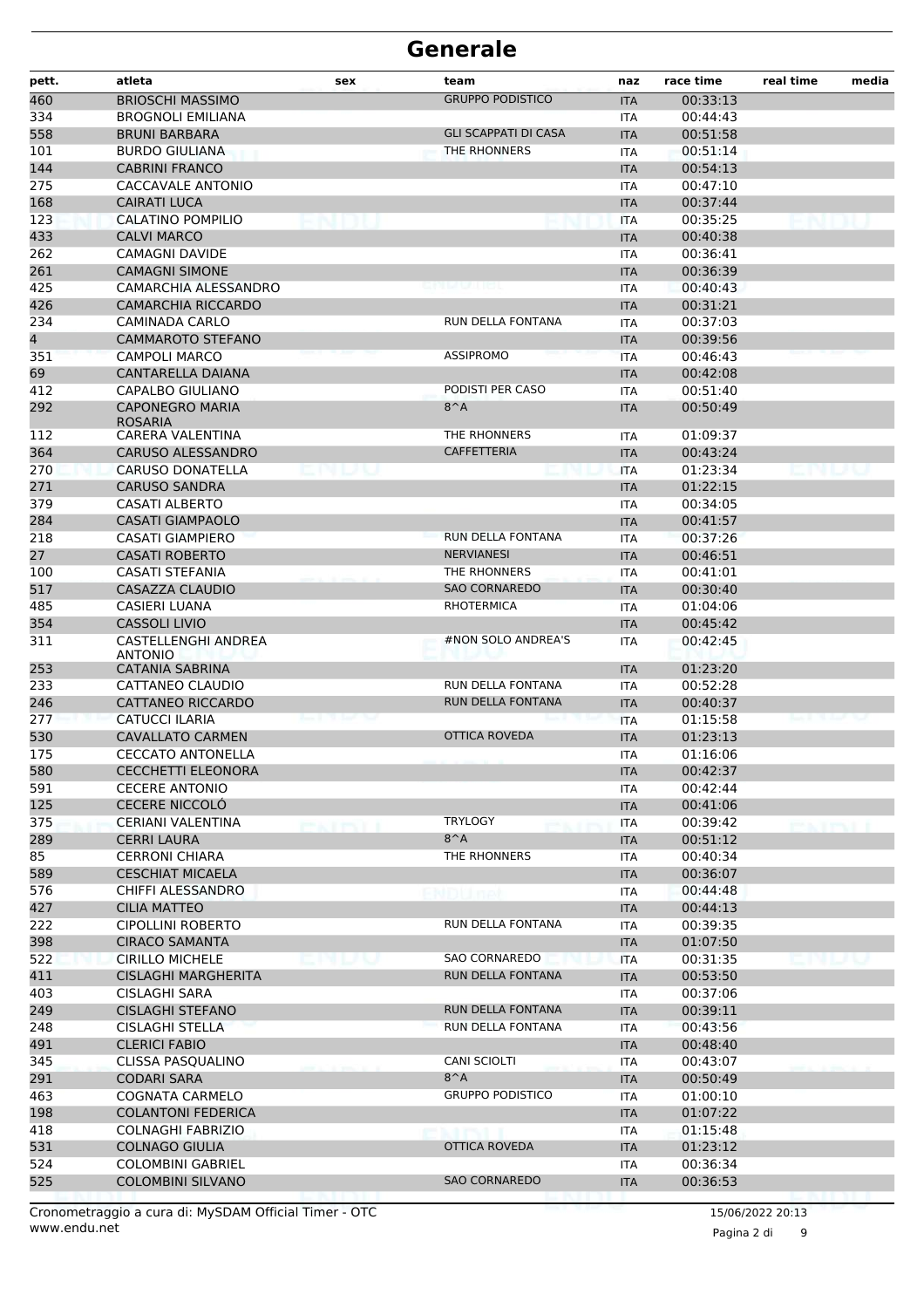# Generale

| pett. | atleta | sex | team | naz | race time | real time | media |
|---|---|---|---|---|---|---|---|
| 460 | BRIOSCHI MASSIMO | | GRUPPO PODISTICO | ITA | 00:33:13 | | |
| 334 | BROGNOLI EMILIANA | | | ITA | 00:44:43 | | |
| 558 | BRUNI BARBARA | | GLI SCAPPATI DI CASA | ITA | 00:51:58 | | |
| 101 | BURDO GIULIANA | | THE RHONNERS | ITA | 00:51:14 | | |
| 144 | CABRINI FRANCO | | | ITA | 00:54:13 | | |
| 275 | CACCAVALE ANTONIO | | | ITA | 00:47:10 | | |
| 168 | CAIRATI LUCA | | | ITA | 00:37:44 | | |
| 123 | CALATINO POMPILIO | | | ITA | 00:35:25 | | |
| 433 | CALVI MARCO | | | ITA | 00:40:38 | | |
| 262 | CAMAGNI DAVIDE | | | ITA | 00:36:41 | | |
| 261 | CAMAGNI SIMONE | | | ITA | 00:36:39 | | |
| 425 | CAMARCHIA ALESSANDRO | | | ITA | 00:40:43 | | |
| 426 | CAMARCHIA RICCARDO | | | ITA | 00:31:21 | | |
| 234 | CAMINADA CARLO | | RUN DELLA FONTANA | ITA | 00:37:03 | | |
| 4 | CAMMAROTO STEFANO | | | ITA | 00:39:56 | | |
| 351 | CAMPOLI MARCO | | ASSIPROMO | ITA | 00:46:43 | | |
| 69 | CANTARELLA DAIANA | | | ITA | 00:42:08 | | |
| 412 | CAPALBO GIULIANO | | PODISTI PER CASO | ITA | 00:51:40 | | |
| 292 | CAPONEGRO MARIA ROSARIA | | 8^A | ITA | 00:50:49 | | |
| 112 | CARERA VALENTINA | | THE RHONNERS | ITA | 01:09:37 | | |
| 364 | CARUSO ALESSANDRO | | CAFFETTERIA | ITA | 00:43:24 | | |
| 270 | CARUSO DONATELLA | | | ITA | 01:23:34 | | |
| 271 | CARUSO SANDRA | | | ITA | 01:22:15 | | |
| 379 | CASATI ALBERTO | | | ITA | 00:34:05 | | |
| 284 | CASATI GIAMPAOLO | | | ITA | 00:41:57 | | |
| 218 | CASATI GIAMPIERO | | RUN DELLA FONTANA | ITA | 00:37:26 | | |
| 27 | CASATI ROBERTO | | NERVIANESI | ITA | 00:46:51 | | |
| 100 | CASATI STEFANIA | | THE RHONNERS | ITA | 00:41:01 | | |
| 517 | CASAZZA CLAUDIO | | SAO CORNAREDO | ITA | 00:30:40 | | |
| 485 | CASIERI LUANA | | RHOTERMICA | ITA | 01:04:06 | | |
| 354 | CASSOLI LIVIO | | | ITA | 00:45:42 | | |
| 311 | CASTELLENGHI ANDREA ANTONIO | | #NON SOLO ANDREA'S | ITA | 00:42:45 | | |
| 253 | CATANIA SABRINA | | | ITA | 01:23:20 | | |
| 233 | CATTANEO CLAUDIO | | RUN DELLA FONTANA | ITA | 00:52:28 | | |
| 246 | CATTANEO RICCARDO | | RUN DELLA FONTANA | ITA | 00:40:37 | | |
| 277 | CATUCCI ILARIA | | | ITA | 01:15:58 | | |
| 530 | CAVALLATO CARMEN | | OTTICA ROVEDA | ITA | 01:23:13 | | |
| 175 | CECCATO ANTONELLA | | | ITA | 01:16:06 | | |
| 580 | CECCHETTI ELEONORA | | | ITA | 00:42:37 | | |
| 591 | CECERE ANTONIO | | | ITA | 00:42:44 | | |
| 125 | CECERE NICCOLÒ | | | ITA | 00:41:06 | | |
| 375 | CERIANI VALENTINA | | TRYLOGY | ITA | 00:39:42 | | |
| 289 | CERRI LAURA | | 8^A | ITA | 00:51:12 | | |
| 85 | CERRONI CHIARA | | THE RHONNERS | ITA | 00:40:34 | | |
| 589 | CESCHIAT MICAELA | | | ITA | 00:36:07 | | |
| 576 | CHIFFI ALESSANDRO | | | ITA | 00:44:48 | | |
| 427 | CILIA MATTEO | | | ITA | 00:44:13 | | |
| 222 | CIPOLLINI ROBERTO | | RUN DELLA FONTANA | ITA | 00:39:35 | | |
| 398 | CIRACO SAMANTA | | | ITA | 01:07:50 | | |
| 522 | CIRILLO MICHELE | | SAO CORNAREDO | ITA | 00:31:35 | | |
| 411 | CISLAGHI MARGHERITA | | RUN DELLA FONTANA | ITA | 00:53:50 | | |
| 403 | CISLAGHI SARA | | | ITA | 00:37:06 | | |
| 249 | CISLAGHI STEFANO | | RUN DELLA FONTANA | ITA | 00:39:11 | | |
| 248 | CISLAGHI STELLA | | RUN DELLA FONTANA | ITA | 00:43:56 | | |
| 491 | CLERICI FABIO | | | ITA | 00:48:40 | | |
| 345 | CLISSA PASQUALINO | | CANI SCIOLTI | ITA | 00:43:07 | | |
| 291 | CODARI SARA | | 8^A | ITA | 00:50:49 | | |
| 463 | COGNATA CARMELO | | GRUPPO PODISTICO | ITA | 01:00:10 | | |
| 198 | COLANTONI FEDERICA | | | ITA | 01:07:22 | | |
| 418 | COLNAGHI FABRIZIO | | | ITA | 01:15:48 | | |
| 531 | COLNAGO GIULIA | | OTTICA ROVEDA | ITA | 01:23:12 | | |
| 524 | COLOMBINI GABRIEL | | | ITA | 00:36:34 | | |
| 525 | COLOMBINI SILVANO | | SAO CORNAREDO | ITA | 00:36:53 | | |

Cronometraggio a cura di: MySDAM Official Timer - OTC
www.endu.net

15/06/2022 20:13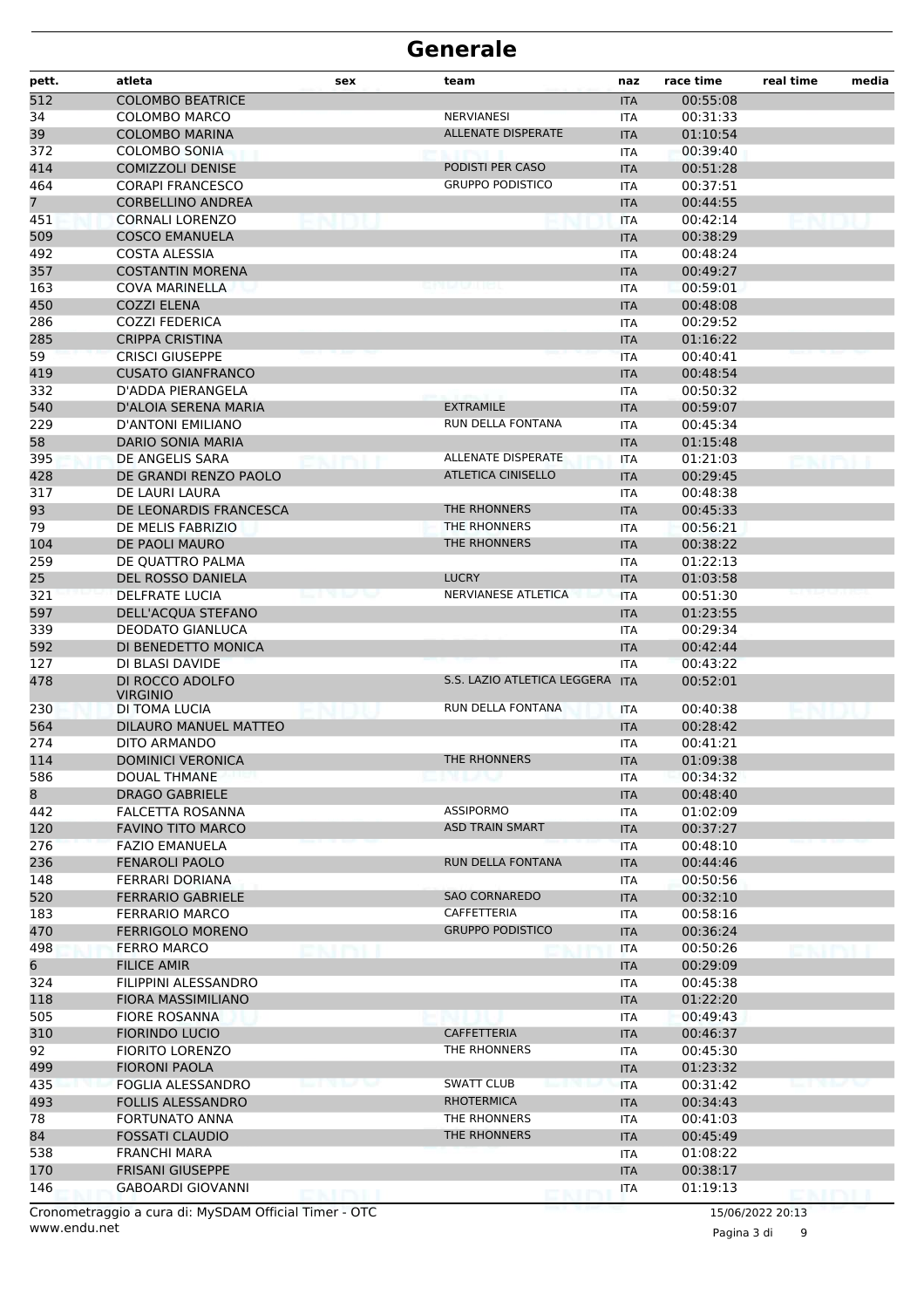# Generale

| pett. | atleta | sex | team | naz | race time | real time | media |
|---|---|---|---|---|---|---|---|
| 512 | COLOMBO BEATRICE | | | ITA | 00:55:08 | | |
| 34 | COLOMBO MARCO | | NERVIANESI | ITA | 00:31:33 | | |
| 39 | COLOMBO MARINA | | ALLENATE DISPERATE | ITA | 01:10:54 | | |
| 372 | COLOMBO SONIA | | | ITA | 00:39:40 | | |
| 414 | COMIZZOLI DENISE | | PODISTI PER CASO | ITA | 00:51:28 | | |
| 464 | CORAPI FRANCESCO | | GRUPPO PODISTICO | ITA | 00:37:51 | | |
| 7 | CORBELLINO ANDREA | | | ITA | 00:44:55 | | |
| 451 | CORNALI LORENZO | | | ITA | 00:42:14 | | |
| 509 | COSCO EMANUELA | | | ITA | 00:38:29 | | |
| 492 | COSTA ALESSIA | | | ITA | 00:48:24 | | |
| 357 | COSTANTIN MORENA | | | ITA | 00:49:27 | | |
| 163 | COVA MARINELLA | | | ITA | 00:59:01 | | |
| 450 | COZZI ELENA | | | ITA | 00:48:08 | | |
| 286 | COZZI FEDERICA | | | ITA | 00:29:52 | | |
| 285 | CRIPPA CRISTINA | | | ITA | 01:16:22 | | |
| 59 | CRISCI GIUSEPPE | | | ITA | 00:40:41 | | |
| 419 | CUSATO GIANFRANCO | | | ITA | 00:48:54 | | |
| 332 | D'ADDA PIERANGELA | | | ITA | 00:50:32 | | |
| 540 | D'ALOIA SERENA MARIA | | EXTRAMILE | ITA | 00:59:07 | | |
| 229 | D'ANTONI EMILIANO | | RUN DELLA FONTANA | ITA | 00:45:34 | | |
| 58 | DARIO SONIA MARIA | | | ITA | 01:15:48 | | |
| 395 | DE ANGELIS SARA | | ALLENATE DISPERATE | ITA | 01:21:03 | | |
| 428 | DE GRANDI RENZO PAOLO | | ATLETICA CINISELLO | ITA | 00:29:45 | | |
| 317 | DE LAURI LAURA | | | ITA | 00:48:38 | | |
| 93 | DE LEONARDIS FRANCESCA | | THE RHONNERS | ITA | 00:45:33 | | |
| 79 | DE MELIS FABRIZIO | | THE RHONNERS | ITA | 00:56:21 | | |
| 104 | DE PAOLI MAURO | | THE RHONNERS | ITA | 00:38:22 | | |
| 259 | DE QUATTRO PALMA | | | ITA | 01:22:13 | | |
| 25 | DEL ROSSO DANIELA | | LUCRY | ITA | 01:03:58 | | |
| 321 | DELFRATE LUCIA | | NERVIANESE ATLETICA | ITA | 00:51:30 | | |
| 597 | DELL'ACQUA STEFANO | | | ITA | 01:23:55 | | |
| 339 | DEODATO GIANLUCA | | | ITA | 00:29:34 | | |
| 592 | DI BENEDETTO MONICA | | | ITA | 00:42:44 | | |
| 127 | DI BLASI DAVIDE | | | ITA | 00:43:22 | | |
| 478 | DI ROCCO ADOLFO VIRGINIO | | S.S. LAZIO ATLETICA LEGGERA | ITA | 00:52:01 | | |
| 230 | DI TOMA LUCIA | | RUN DELLA FONTANA | ITA | 00:40:38 | | |
| 564 | DILAURO MANUEL MATTEO | | | ITA | 00:28:42 | | |
| 274 | DITO ARMANDO | | | ITA | 00:41:21 | | |
| 114 | DOMINICI VERONICA | | THE RHONNERS | ITA | 01:09:38 | | |
| 586 | DOUAL THMANE | | | ITA | 00:34:32 | | |
| 8 | DRAGO GABRIELE | | | ITA | 00:48:40 | | |
| 442 | FALCETTA ROSANNA | | ASSIPORMO | ITA | 01:02:09 | | |
| 120 | FAVINO TITO MARCO | | ASD TRAIN SMART | ITA | 00:37:27 | | |
| 276 | FAZIO EMANUELA | | | ITA | 00:48:10 | | |
| 236 | FENAROLI PAOLO | | RUN DELLA FONTANA | ITA | 00:44:46 | | |
| 148 | FERRARI DORIANA | | | ITA | 00:50:56 | | |
| 520 | FERRARIO GABRIELE | | SAO CORNAREDO | ITA | 00:32:10 | | |
| 183 | FERRARIO MARCO | | CAFFETTERIA | ITA | 00:58:16 | | |
| 470 | FERRIGOLO MORENO | | GRUPPO PODISTICO | ITA | 00:36:24 | | |
| 498 | FERRO MARCO | | | ITA | 00:50:26 | | |
| 6 | FILICE AMIR | | | ITA | 00:29:09 | | |
| 324 | FILIPPINI ALESSANDRO | | | ITA | 00:45:38 | | |
| 118 | FIORA MASSIMILIANO | | | ITA | 01:22:20 | | |
| 505 | FIORE ROSANNA | | | ITA | 00:49:43 | | |
| 310 | FIORINDO LUCIO | | CAFFETTERIA | ITA | 00:46:37 | | |
| 92 | FIORITO LORENZO | | THE RHONNERS | ITA | 00:45:30 | | |
| 499 | FIORONI PAOLA | | | ITA | 01:23:32 | | |
| 435 | FOGLIA ALESSANDRO | | SWATT CLUB | ITA | 00:31:42 | | |
| 493 | FOLLIS ALESSANDRO | | RHOTERMICA | ITA | 00:34:43 | | |
| 78 | FORTUNATO ANNA | | THE RHONNERS | ITA | 00:41:03 | | |
| 84 | FOSSATI CLAUDIO | | THE RHONNERS | ITA | 00:45:49 | | |
| 538 | FRANCHI MARA | | | ITA | 01:08:22 | | |
| 170 | FRISANI GIUSEPPE | | | ITA | 00:38:17 | | |
| 146 | GABOARDI GIOVANNI | | | ITA | 01:19:13 | | |

Cronometraggio a cura di: MySDAM Official Timer - OTC
www.endu.net

15/06/2022 20:13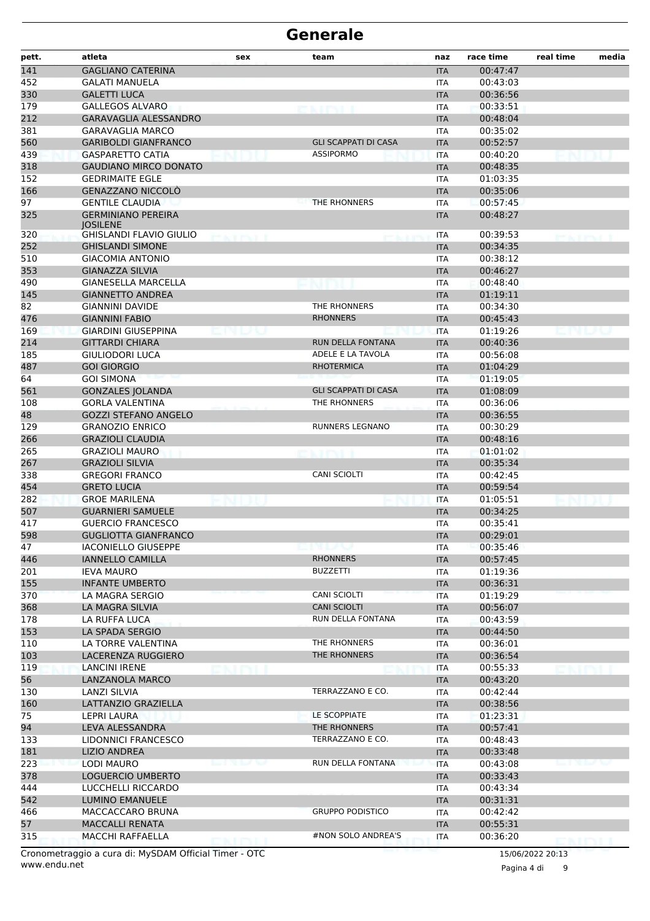# Generale

| pett. | atleta | sex | team | naz | race time | real time | media |
|---|---|---|---|---|---|---|---|
| 141 | GAGLIANO CATERINA | | | ITA | 00:47:47 | | |
| 452 | GALATI MANUELA | | | ITA | 00:43:03 | | |
| 330 | GALETTI LUCA | | | ITA | 00:36:56 | | |
| 179 | GALLEGOS ALVARO | | | ITA | 00:33:51 | | |
| 212 | GARAVAGLIA ALESSANDRO | | | ITA | 00:48:04 | | |
| 381 | GARAVAGLIA MARCO | | | ITA | 00:35:02 | | |
| 560 | GARIBOLDI GIANFRANCO | | GLI SCAPPATI DI CASA | ITA | 00:52:57 | | |
| 439 | GASPARETTO CATIA | | ASSIPORMO | ITA | 00:40:20 | | |
| 318 | GAUDIANO MIRCO DONATO | | | ITA | 00:48:35 | | |
| 152 | GEDRIMAITE EGLE | | | ITA | 01:03:35 | | |
| 166 | GENAZZANO NICCOLÒ | | | ITA | 00:35:06 | | |
| 97 | GENTILE CLAUDIA | | THE RHONNERS | ITA | 00:57:45 | | |
| 325 | GERMINIANO PEREIRA JOSILENE | | | ITA | 00:48:27 | | |
| 320 | GHISLANDI FLAVIO GIULIO | | | ITA | 00:39:53 | | |
| 252 | GHISLANDI SIMONE | | | ITA | 00:34:35 | | |
| 510 | GIACOMIA ANTONIO | | | ITA | 00:38:12 | | |
| 353 | GIANAZZA SILVIA | | | ITA | 00:46:27 | | |
| 490 | GIANESELLA MARCELLA | | | ITA | 00:48:40 | | |
| 145 | GIANNETTO ANDREA | | | ITA | 01:19:11 | | |
| 82 | GIANNINI DAVIDE | | THE RHONNERS | ITA | 00:34:30 | | |
| 476 | GIANNINI FABIO | | RHONNERS | ITA | 00:45:43 | | |
| 169 | GIARDINI GIUSEPPINA | | | ITA | 01:19:26 | | |
| 214 | GITTARDI CHIARA | | RUN DELLA FONTANA | ITA | 00:40:36 | | |
| 185 | GIULIODORI LUCA | | ADELE E LA TAVOLA | ITA | 00:56:08 | | |
| 487 | GOI GIORGIO | | RHOTERMICA | ITA | 01:04:29 | | |
| 64 | GOI SIMONA | | | ITA | 01:19:05 | | |
| 561 | GONZALES JOLANDA | | GLI SCAPPATI DI CASA | ITA | 01:08:09 | | |
| 108 | GORLA VALENTINA | | THE RHONNERS | ITA | 00:36:06 | | |
| 48 | GOZZI STEFANO ANGELO | | | ITA | 00:36:55 | | |
| 129 | GRANOZIO ENRICO | | RUNNERS LEGNANO | ITA | 00:30:29 | | |
| 266 | GRAZIOLI CLAUDIA | | | ITA | 00:48:16 | | |
| 265 | GRAZIOLI MAURO | | | ITA | 01:01:02 | | |
| 267 | GRAZIOLI SILVIA | | | ITA | 00:35:34 | | |
| 338 | GREGORI FRANCO | | CANI SCIOLTI | ITA | 00:42:45 | | |
| 454 | GRETO LUCIA | | | ITA | 00:59:54 | | |
| 282 | GROE MARILENA | | | ITA | 01:05:51 | | |
| 507 | GUARNIERI SAMUELE | | | ITA | 00:34:25 | | |
| 417 | GUERCIO FRANCESCO | | | ITA | 00:35:41 | | |
| 598 | GUGLIOTTA GIANFRANCO | | | ITA | 00:29:01 | | |
| 47 | IACONIELLO GIUSEPPE | | | ITA | 00:35:46 | | |
| 446 | IANNELLO CAMILLA | | RHONNERS | ITA | 00:57:45 | | |
| 201 | IEVA MAURO | | BUZZETTI | ITA | 01:19:36 | | |
| 155 | INFANTE UMBERTO | | | ITA | 00:36:31 | | |
| 370 | LA MAGRA SERGIO | | CANI SCIOLTI | ITA | 01:19:29 | | |
| 368 | LA MAGRA SILVIA | | CANI SCIOLTI | ITA | 00:56:07 | | |
| 178 | LA RUFFA LUCA | | RUN DELLA FONTANA | ITA | 00:43:59 | | |
| 153 | LA SPADA SERGIO | | | ITA | 00:44:50 | | |
| 110 | LA TORRE VALENTINA | | THE RHONNERS | ITA | 00:36:01 | | |
| 103 | LACERENZA RUGGIERO | | THE RHONNERS | ITA | 00:36:54 | | |
| 119 | LANCINI IRENE | | | ITA | 00:55:33 | | |
| 56 | LANZANOLA MARCO | | | ITA | 00:43:20 | | |
| 130 | LANZI SILVIA | | TERRAZZANO E CO. | ITA | 00:42:44 | | |
| 160 | LATTANZIO GRAZIELLA | | | ITA | 00:38:56 | | |
| 75 | LEPRI LAURA | | LE SCOPPIATE | ITA | 01:23:31 | | |
| 94 | LEVA ALESSANDRA | | THE RHONNERS | ITA | 00:57:41 | | |
| 133 | LIDONNICI FRANCESCO | | TERRAZZANO E CO. | ITA | 00:48:43 | | |
| 181 | LIZIO ANDREA | | | ITA | 00:33:48 | | |
| 223 | LODI MAURO | | RUN DELLA FONTANA | ITA | 00:43:08 | | |
| 378 | LOGUERCIO UMBERTO | | | ITA | 00:33:43 | | |
| 444 | LUCCHELLI RICCARDO | | | ITA | 00:43:34 | | |
| 542 | LUMINO EMANUELE | | | ITA | 00:31:31 | | |
| 466 | MACCACCARO BRUNA | | GRUPPO PODISTICO | ITA | 00:42:42 | | |
| 57 | MACCALLI RENATA | | | ITA | 00:55:31 | | |
| 315 | MACCHI RAFFAELLA | | #NON SOLO ANDREA'S | ITA | 00:36:20 | | |

Cronometraggio a cura di: MySDAM Official Timer - OTC
www.endu.net

15/06/2022 20:13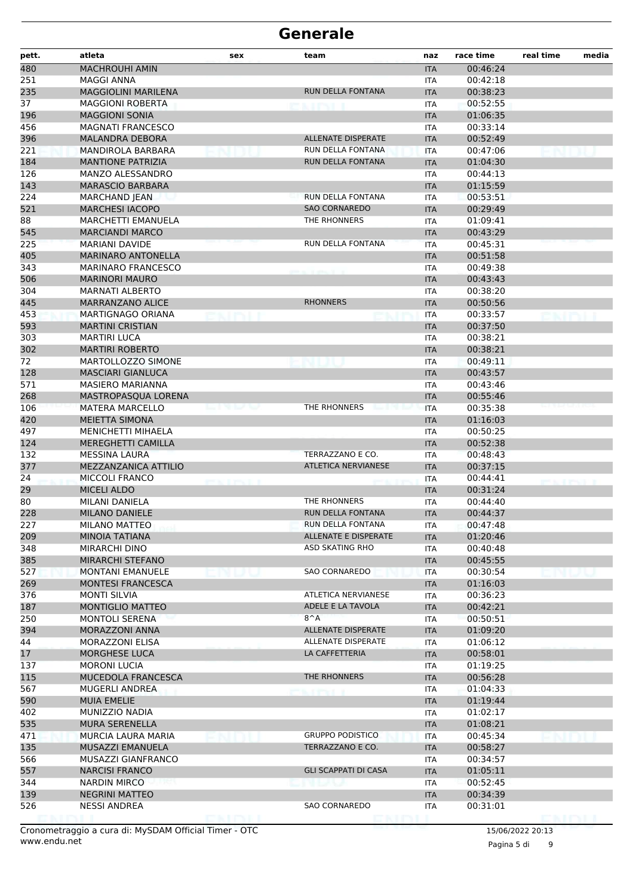# Generale

| pett. | atleta | sex | team | naz | race time | real time | media |
|---|---|---|---|---|---|---|---|
| 480 | MACHROUHI AMIN | | | ITA | 00:46:24 | | |
| 251 | MAGGI ANNA | | | ITA | 00:42:18 | | |
| 235 | MAGGIOLINI MARILENA | | RUN DELLA FONTANA | ITA | 00:38:23 | | |
| 37 | MAGGIONI ROBERTA | | | ITA | 00:52:55 | | |
| 196 | MAGGIONI SONIA | | | ITA | 01:06:35 | | |
| 456 | MAGNATI FRANCESCO | | | ITA | 00:33:14 | | |
| 396 | MALANDRA DEBORA | | ALLENATE DISPERATE | ITA | 00:52:49 | | |
| 221 | MANDIROLA BARBARA | | RUN DELLA FONTANA | ITA | 00:47:06 | | |
| 184 | MANTIONE PATRIZIA | | RUN DELLA FONTANA | ITA | 01:04:30 | | |
| 126 | MANZO ALESSANDRO | | | ITA | 00:44:13 | | |
| 143 | MARASCIO BARBARA | | | ITA | 01:15:59 | | |
| 224 | MARCHAND JEAN | | RUN DELLA FONTANA | ITA | 00:53:51 | | |
| 521 | MARCHESI IACOPO | | SAO CORNAREDO | ITA | 00:29:49 | | |
| 88 | MARCHETTI EMANUELA | | THE RHONNERS | ITA | 01:09:41 | | |
| 545 | MARCIANDI MARCO | | | ITA | 00:43:29 | | |
| 225 | MARIANI DAVIDE | | RUN DELLA FONTANA | ITA | 00:45:31 | | |
| 405 | MARINARO ANTONELLA | | | ITA | 00:51:58 | | |
| 343 | MARINARO FRANCESCO | | | ITA | 00:49:38 | | |
| 506 | MARINORI MAURO | | | ITA | 00:43:43 | | |
| 304 | MARNATI ALBERTO | | | ITA | 00:38:20 | | |
| 445 | MARRANZANO ALICE | | RHONNERS | ITA | 00:50:56 | | |
| 453 | MARTIGNAGO ORIANA | | | ITA | 00:33:57 | | |
| 593 | MARTINI CRISTIAN | | | ITA | 00:37:50 | | |
| 303 | MARTIRI LUCA | | | ITA | 00:38:21 | | |
| 302 | MARTIRI ROBERTO | | | ITA | 00:38:21 | | |
| 72 | MARTOLLOZZO SIMONE | | | ITA | 00:49:11 | | |
| 128 | MASCIARI GIANLUCA | | | ITA | 00:43:57 | | |
| 571 | MASIERO MARIANNA | | | ITA | 00:43:46 | | |
| 268 | MASTROPASQUA LORENA | | | ITA | 00:55:46 | | |
| 106 | MATERA MARCELLO | | THE RHONNERS | ITA | 00:35:38 | | |
| 420 | MEIETTA SIMONA | | | ITA | 01:16:03 | | |
| 497 | MENICHETTI MIHAELA | | | ITA | 00:50:25 | | |
| 124 | MEREGHETTI CAMILLA | | | ITA | 00:52:38 | | |
| 132 | MESSINA LAURA | | TERRAZZANO E CO. | ITA | 00:48:43 | | |
| 377 | MEZZANZANICA ATTILIO | | ATLETICA NERVIANESE | ITA | 00:37:15 | | |
| 24 | MICCOLI FRANCO | | | ITA | 00:44:41 | | |
| 29 | MICELI ALDO | | | ITA | 00:31:24 | | |
| 80 | MILANI DANIELA | | THE RHONNERS | ITA | 00:44:40 | | |
| 228 | MILANO DANIELE | | RUN DELLA FONTANA | ITA | 00:44:37 | | |
| 227 | MILANO MATTEO | | RUN DELLA FONTANA | ITA | 00:47:48 | | |
| 209 | MINOIA TATIANA | | ALLENATE E DISPERATE | ITA | 01:20:46 | | |
| 348 | MIRARCHI DINO | | ASD SKATING RHO | ITA | 00:40:48 | | |
| 385 | MIRARCHI STEFANO | | | ITA | 00:45:55 | | |
| 527 | MONTANI EMANUELE | | SAO CORNAREDO | ITA | 00:30:54 | | |
| 269 | MONTESI FRANCESCA | | | ITA | 01:16:03 | | |
| 376 | MONTI SILVIA | | ATLETICA NERVIANESE | ITA | 00:36:23 | | |
| 187 | MONTIGLIO MATTEO | | ADELE E LA TAVOLA | ITA | 00:42:21 | | |
| 250 | MONTOLI SERENA | | 8^A | ITA | 00:50:51 | | |
| 394 | MORAZZONI ANNA | | ALLENATE DISPERATE | ITA | 01:09:20 | | |
| 44 | MORAZZONI ELISA | | ALLENATE DISPERATE | ITA | 01:06:12 | | |
| 17 | MORGHESE LUCA | | LA CAFFETTERIA | ITA | 00:58:01 | | |
| 137 | MORONI LUCIA | | | ITA | 01:19:25 | | |
| 115 | MUCEDOLA FRANCESCA | | THE RHONNERS | ITA | 00:56:28 | | |
| 567 | MUGERLI ANDREA | | | ITA | 01:04:33 | | |
| 590 | MUIA EMELIE | | | ITA | 01:19:44 | | |
| 402 | MUNIZZIO NADIA | | | ITA | 01:02:17 | | |
| 535 | MURA SERENELLA | | | ITA | 01:08:21 | | |
| 471 | MURCIA LAURA MARIA | | GRUPPO PODISTICO | ITA | 00:45:34 | | |
| 135 | MUSAZZI EMANUELA | | TERRAZZANO E CO. | ITA | 00:58:27 | | |
| 566 | MUSAZZI GIANFRANCO | | | ITA | 00:34:57 | | |
| 557 | NARCISI FRANCO | | GLI SCAPPATI DI CASA | ITA | 01:05:11 | | |
| 344 | NARDIN MIRCO | | | ITA | 00:52:45 | | |
| 139 | NEGRINI MATTEO | | | ITA | 00:34:39 | | |
| 526 | NESSI ANDREA | | SAO CORNAREDO | ITA | 00:31:01 | | |

Cronometraggio a cura di: MySDAM Official Timer - OTC
www.endu.net

15/06/2022 20:13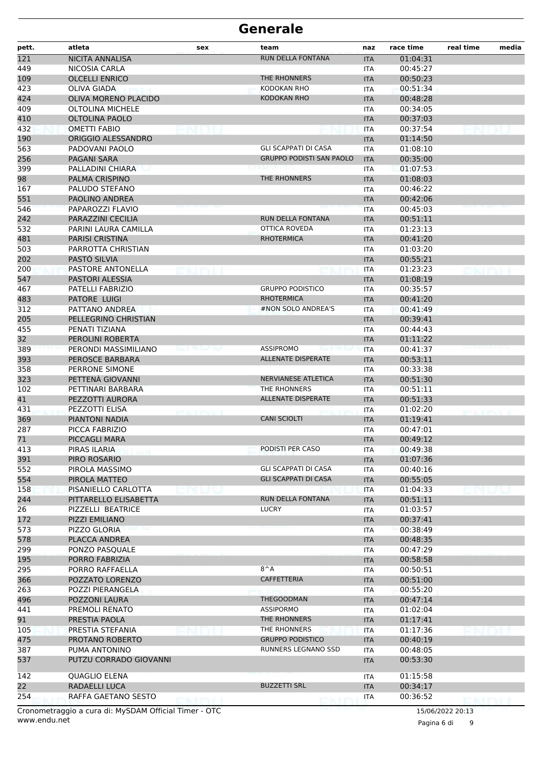# Generale

| pett. | atleta | sex | team | naz | race time | real time | media |
|---|---|---|---|---|---|---|---|
| 121 | NICITA ANNALISA | | RUN DELLA FONTANA | ITA | 01:04:31 | | |
| 449 | NICOSIA CARLA | | | ITA | 00:45:27 | | |
| 109 | OLCELLI ENRICO | | THE RHONNERS | ITA | 00:50:23 | | |
| 423 | OLIVA GIADA | | KODOKAN RHO | ITA | 00:51:34 | | |
| 424 | OLIVA MORENO PLACIDO | | KODOKAN RHO | ITA | 00:48:28 | | |
| 409 | OLTOLINA MICHELE | | | ITA | 00:34:05 | | |
| 410 | OLTOLINA PAOLO | | | ITA | 00:37:03 | | |
| 432 | OMETTI FABIO | | | ITA | 00:37:54 | | |
| 190 | ORIGGIO ALESSANDRO | | | ITA | 01:14:50 | | |
| 563 | PADOVANI PAOLO | | GLI SCAPPATI DI CASA | ITA | 01:08:10 | | |
| 256 | PAGANI SARA | | GRUPPO PODISTI SAN PAOLO | ITA | 00:35:00 | | |
| 399 | PALLADINI CHIARA | | | ITA | 01:07:53 | | |
| 98 | PALMA CRISPINO | | THE RHONNERS | ITA | 01:08:03 | | |
| 167 | PALUDO STEFANO | | | ITA | 00:46:22 | | |
| 551 | PAOLINO ANDREA | | | ITA | 00:42:06 | | |
| 546 | PAPAROZZI FLAVIO | | | ITA | 00:45:03 | | |
| 242 | PARAZZINI CECILIA | | RUN DELLA FONTANA | ITA | 00:51:11 | | |
| 532 | PARINI LAURA CAMILLA | | OTTICA ROVEDA | ITA | 01:23:13 | | |
| 481 | PARISI CRISTINA | | RHOTERMICA | ITA | 00:41:20 | | |
| 503 | PARROTTA CHRISTIAN | | | ITA | 01:03:20 | | |
| 202 | PASTÓ SILVIA | | | ITA | 00:55:21 | | |
| 200 | PASTORE ANTONELLA | | | ITA | 01:23:23 | | |
| 547 | PASTORI ALESSIA | | | ITA | 01:08:19 | | |
| 467 | PATELLI FABRIZIO | | GRUPPO PODISTICO | ITA | 00:35:57 | | |
| 483 | PATORE LUIGI | | RHOTERMICA | ITA | 00:41:20 | | |
| 312 | PATTANO ANDREA | | #NON SOLO ANDREA'S | ITA | 00:41:49 | | |
| 205 | PELLEGRINO CHRISTIAN | | | ITA | 00:39:41 | | |
| 455 | PENATI TIZIANA | | | ITA | 00:44:43 | | |
| 32 | PEROLINI ROBERTA | | | ITA | 01:11:22 | | |
| 389 | PERONDI MASSIMILIANO | | ASSIPROMO | ITA | 00:41:37 | | |
| 393 | PEROSCE BARBARA | | ALLENATE DISPERATE | ITA | 00:53:11 | | |
| 358 | PERRONE SIMONE | | | ITA | 00:33:38 | | |
| 323 | PETTENÀ GIOVANNI | | NERVIANESE ATLETICA | ITA | 00:51:30 | | |
| 102 | PETTINARI BARBARA | | THE RHONNERS | ITA | 00:51:11 | | |
| 41 | PEZZOTTI AURORA | | ALLENATE DISPERATE | ITA | 00:51:33 | | |
| 431 | PEZZOTTI ELISA | | | ITA | 01:02:20 | | |
| 369 | PIANTONI NADIA | | CANI SCIOLTI | ITA | 01:19:41 | | |
| 287 | PICCA FABRIZIO | | | ITA | 00:47:01 | | |
| 71 | PICCAGLI MARA | | | ITA | 00:49:12 | | |
| 413 | PIRAS ILARIA | | PODISTI PER CASO | ITA | 00:49:38 | | |
| 391 | PIRO ROSARIO | | | ITA | 01:07:36 | | |
| 552 | PIROLA MASSIMO | | GLI SCAPPATI DI CASA | ITA | 00:40:16 | | |
| 554 | PIROLA MATTEO | | GLI SCAPPATI DI CASA | ITA | 00:55:05 | | |
| 158 | PISANIELLO CARLOTTA | | | ITA | 01:04:33 | | |
| 244 | PITTARELLO ELISABETTA | | RUN DELLA FONTANA | ITA | 00:51:11 | | |
| 26 | PIZZELLI BEATRICE | | LUCRY | ITA | 01:03:57 | | |
| 172 | PIZZI EMILIANO | | | ITA | 00:37:41 | | |
| 573 | PIZZO GLORIA | | | ITA | 00:38:49 | | |
| 578 | PLACCA ANDREA | | | ITA | 00:48:35 | | |
| 299 | PONZO PASQUALE | | | ITA | 00:47:29 | | |
| 195 | PORRO FABRIZIA | | | ITA | 00:58:58 | | |
| 295 | PORRO RAFFAELLA | | 8^A | ITA | 00:50:51 | | |
| 366 | POZZATO LORENZO | | CAFFETTERIA | ITA | 00:51:00 | | |
| 263 | POZZI PIERANGELA | | | ITA | 00:55:20 | | |
| 496 | POZZONI LAURA | | THEGOODMAN | ITA | 00:47:14 | | |
| 441 | PREMOLI RENATO | | ASSIPORMO | ITA | 01:02:04 | | |
| 91 | PRESTIA PAOLA | | THE RHONNERS | ITA | 01:17:41 | | |
| 105 | PRESTIA STEFANIA | | THE RHONNERS | ITA | 01:17:36 | | |
| 475 | PROTANO ROBERTO | | GRUPPO PODISTICO | ITA | 00:40:19 | | |
| 387 | PUMA ANTONINO | | RUNNERS LEGNANO SSD | ITA | 00:48:05 | | |
| 537 | PUTZU CORRADO GIOVANNI | | | ITA | 00:53:30 | | |
| 142 | QUAGLIO ELENA | | | ITA | 01:15:58 | | |
| 22 | RADAELLI LUCA | | BUZZETTI SRL | ITA | 00:34:17 | | |
| 254 | RAFFA GAETANO SESTO | | | ITA | 00:36:52 | | |

Cronometraggio a cura di: MySDAM Official Timer - OTC
www.endu.net

15/06/2022 20:13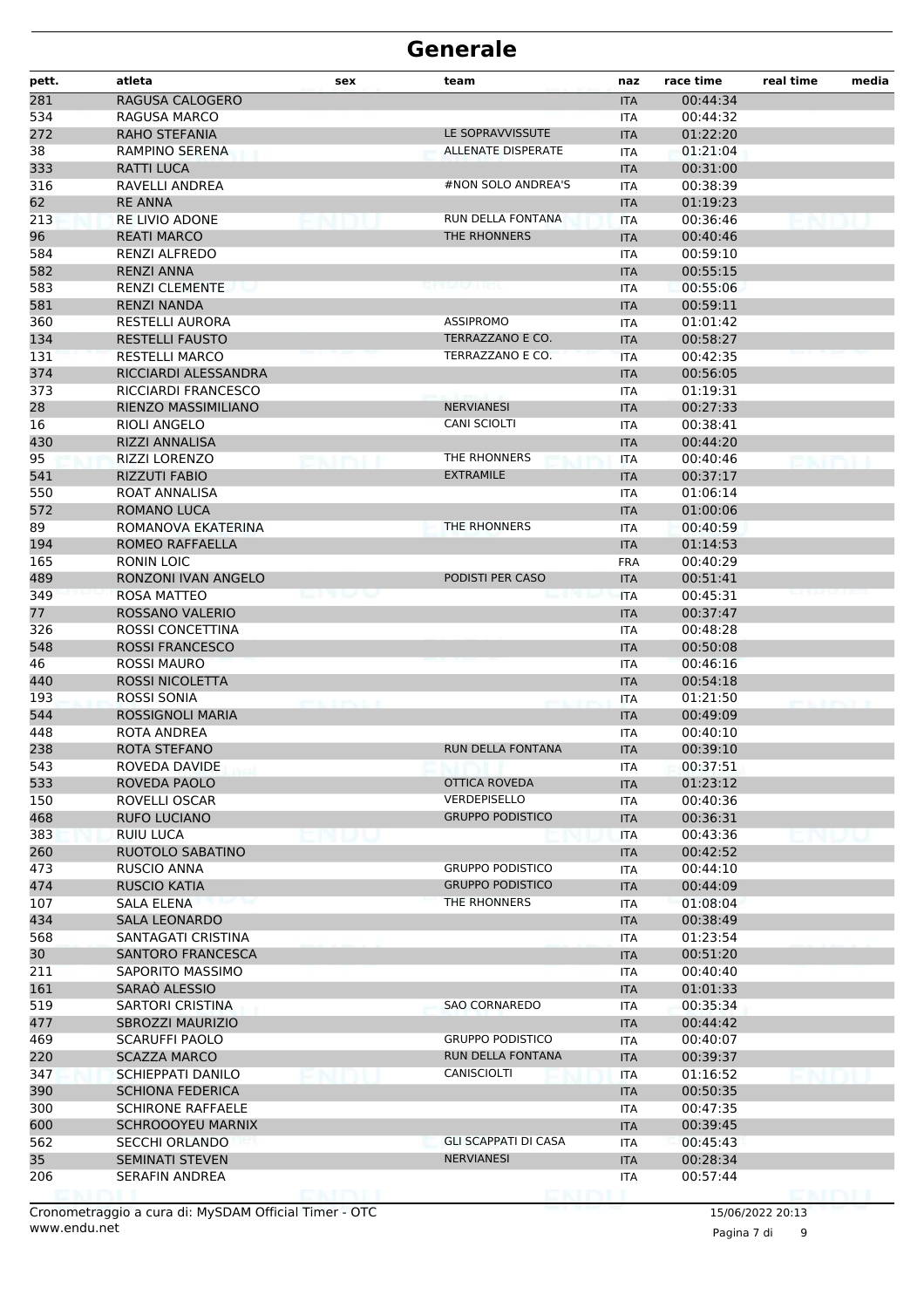# Generale

| pett. | atleta | sex | team | naz | race time | real time | media |
|---|---|---|---|---|---|---|---|
| 281 | RAGUSA CALOGERO | | | ITA | 00:44:34 | | |
| 534 | RAGUSA MARCO | | | ITA | 00:44:32 | | |
| 272 | RAHO STEFANIA | | LE SOPRAVVISSUTE | ITA | 01:22:20 | | |
| 38 | RAMPINO SERENA | | ALLENATE DISPERATE | ITA | 01:21:04 | | |
| 333 | RATTI LUCA | | | ITA | 00:31:00 | | |
| 316 | RAVELLI ANDREA | | #NON SOLO ANDREA'S | ITA | 00:38:39 | | |
| 62 | RE ANNA | | | ITA | 01:19:23 | | |
| 213 | RE LIVIO ADONE | | RUN DELLA FONTANA | ITA | 00:36:46 | | |
| 96 | REATI MARCO | | THE RHONNERS | ITA | 00:40:46 | | |
| 584 | RENZI ALFREDO | | | ITA | 00:59:10 | | |
| 582 | RENZI ANNA | | | ITA | 00:55:15 | | |
| 583 | RENZI CLEMENTE | | | ITA | 00:55:06 | | |
| 581 | RENZI NANDA | | | ITA | 00:59:11 | | |
| 360 | RESTELLI AURORA | | ASSIPROMO | ITA | 01:01:42 | | |
| 134 | RESTELLI FAUSTO | | TERRAZZANO E CO. | ITA | 00:58:27 | | |
| 131 | RESTELLI MARCO | | TERRAZZANO E CO. | ITA | 00:42:35 | | |
| 374 | RICCIARDI ALESSANDRA | | | ITA | 00:56:05 | | |
| 373 | RICCIARDI FRANCESCO | | | ITA | 01:19:31 | | |
| 28 | RIENZO MASSIMILIANO | | NERVIANESI | ITA | 00:27:33 | | |
| 16 | RIOLI ANGELO | | CANI SCIOLTI | ITA | 00:38:41 | | |
| 430 | RIZZI ANNALISA | | | ITA | 00:44:20 | | |
| 95 | RIZZI LORENZO | | THE RHONNERS | ITA | 00:40:46 | | |
| 541 | RIZZUTI FABIO | | EXTRAMILE | ITA | 00:37:17 | | |
| 550 | ROAT ANNALISA | | | ITA | 01:06:14 | | |
| 572 | ROMANO LUCA | | | ITA | 01:00:06 | | |
| 89 | ROMANOVA EKATERINA | | THE RHONNERS | ITA | 00:40:59 | | |
| 194 | ROMEO RAFFAELLA | | | ITA | 01:14:53 | | |
| 165 | RONIN LOIC | | | FRA | 00:40:29 | | |
| 489 | RONZONI IVAN ANGELO | | PODISTI PER CASO | ITA | 00:51:41 | | |
| 349 | ROSA MATTEO | | | ITA | 00:45:31 | | |
| 77 | ROSSANO VALERIO | | | ITA | 00:37:47 | | |
| 326 | ROSSI CONCETTINA | | | ITA | 00:48:28 | | |
| 548 | ROSSI FRANCESCO | | | ITA | 00:50:08 | | |
| 46 | ROSSI MAURO | | | ITA | 00:46:16 | | |
| 440 | ROSSI NICOLETTA | | | ITA | 00:54:18 | | |
| 193 | ROSSI SONIA | | | ITA | 01:21:50 | | |
| 544 | ROSSIGNOLI MARIA | | | ITA | 00:49:09 | | |
| 448 | ROTA ANDREA | | | ITA | 00:40:10 | | |
| 238 | ROTA STEFANO | | RUN DELLA FONTANA | ITA | 00:39:10 | | |
| 543 | ROVEDA DAVIDE | | | ITA | 00:37:51 | | |
| 533 | ROVEDA PAOLO | | OTTICA ROVEDA | ITA | 01:23:12 | | |
| 150 | ROVELLI OSCAR | | VERDEPISELLO | ITA | 00:40:36 | | |
| 468 | RUFO LUCIANO | | GRUPPO PODISTICO | ITA | 00:36:31 | | |
| 383 | RUIU LUCA | | | ITA | 00:43:36 | | |
| 260 | RUOTOLO SABATINO | | | ITA | 00:42:52 | | |
| 473 | RUSCIO ANNA | | GRUPPO PODISTICO | ITA | 00:44:10 | | |
| 474 | RUSCIO KATIA | | GRUPPO PODISTICO | ITA | 00:44:09 | | |
| 107 | SALA ELENA | | THE RHONNERS | ITA | 01:08:04 | | |
| 434 | SALA LEONARDO | | | ITA | 00:38:49 | | |
| 568 | SANTAGATI CRISTINA | | | ITA | 01:23:54 | | |
| 30 | SANTORO FRANCESCA | | | ITA | 00:51:20 | | |
| 211 | SAPORITO MASSIMO | | | ITA | 00:40:40 | | |
| 161 | SARAÒ ALESSIO | | | ITA | 01:01:33 | | |
| 519 | SARTORI CRISTINA | | SAO CORNAREDO | ITA | 00:35:34 | | |
| 477 | SBROZZI MAURIZIO | | | ITA | 00:44:42 | | |
| 469 | SCARUFFI PAOLO | | GRUPPO PODISTICO | ITA | 00:40:07 | | |
| 220 | SCAZZA MARCO | | RUN DELLA FONTANA | ITA | 00:39:37 | | |
| 347 | SCHIEPPATI DANILO | | CANISCIOLTI | ITA | 01:16:52 | | |
| 390 | SCHIONA FEDERICA | | | ITA | 00:50:35 | | |
| 300 | SCHIRONE RAFFAELE | | | ITA | 00:47:35 | | |
| 600 | SCHROOOYEU MARNIX | | | ITA | 00:39:45 | | |
| 562 | SECCHI ORLANDO | | GLI SCAPPATI DI CASA | ITA | 00:45:43 | | |
| 35 | SEMINATI STEVEN | | NERVIANESI | ITA | 00:28:34 | | |
| 206 | SERAFIN ANDREA | | | ITA | 00:57:44 | | |

Cronometraggio a cura di: MySDAM Official Timer - OTC
www.endu.net

15/06/2022 20:13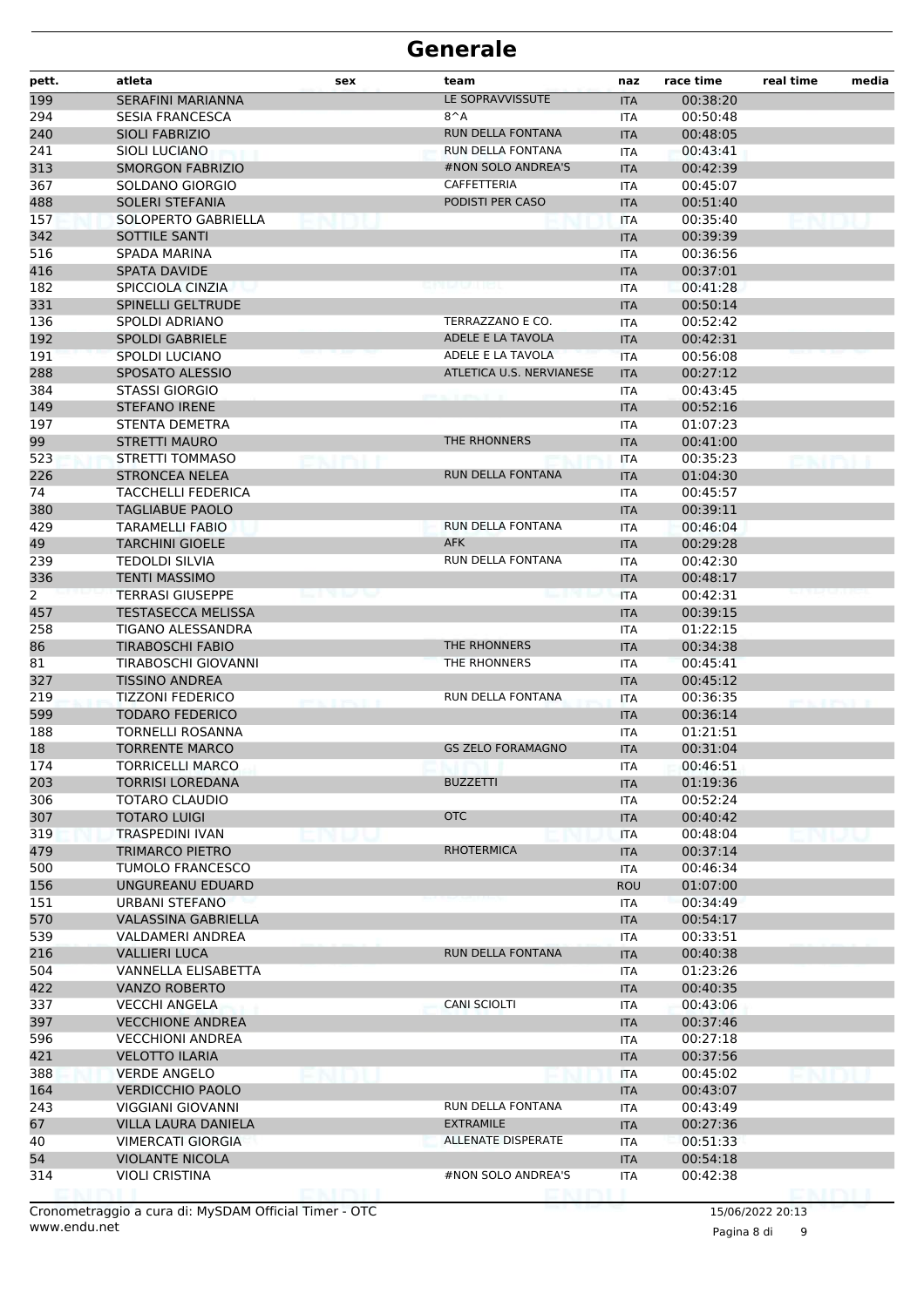# Generale

| pett. | atleta | sex | team | naz | race time | real time | media |
|---|---|---|---|---|---|---|---|
| 199 | SERAFINI MARIANNA | | LE SOPRAVVISSUTE | ITA | 00:38:20 | | |
| 294 | SESIA FRANCESCA | | 8^A | ITA | 00:50:48 | | |
| 240 | SIOLI FABRIZIO | | RUN DELLA FONTANA | ITA | 00:48:05 | | |
| 241 | SIOLI LUCIANO | | RUN DELLA FONTANA | ITA | 00:43:41 | | |
| 313 | SMORGON FABRIZIO | | #NON SOLO ANDREA'S | ITA | 00:42:39 | | |
| 367 | SOLDANO GIORGIO | | CAFFETTERIA | ITA | 00:45:07 | | |
| 488 | SOLERI STEFANIA | | PODISTI PER CASO | ITA | 00:51:40 | | |
| 157 | SOLOPERTO GABRIELLA | | | ITA | 00:35:40 | | |
| 342 | SOTTILE SANTI | | | ITA | 00:39:39 | | |
| 516 | SPADA MARINA | | | ITA | 00:36:56 | | |
| 416 | SPATA DAVIDE | | | ITA | 00:37:01 | | |
| 182 | SPICCIOLA CINZIA | | | ITA | 00:41:28 | | |
| 331 | SPINELLI GELTRUDE | | | ITA | 00:50:14 | | |
| 136 | SPOLDI ADRIANO | | TERRAZZANO E CO. | ITA | 00:52:42 | | |
| 192 | SPOLDI GABRIELE | | ADELE E LA TAVOLA | ITA | 00:42:31 | | |
| 191 | SPOLDI LUCIANO | | ADELE E LA TAVOLA | ITA | 00:56:08 | | |
| 288 | SPOSATO ALESSIO | | ATLETICA U.S. NERVIANESE | ITA | 00:27:12 | | |
| 384 | STASSI GIORGIO | | | ITA | 00:43:45 | | |
| 149 | STEFANO IRENE | | | ITA | 00:52:16 | | |
| 197 | STENTA DEMETRA | | | ITA | 01:07:23 | | |
| 99 | STRETTI MAURO | | THE RHONNERS | ITA | 00:41:00 | | |
| 523 | STRETTI TOMMASO | | | ITA | 00:35:23 | | |
| 226 | STRONCEA NELEA | | RUN DELLA FONTANA | ITA | 01:04:30 | | |
| 74 | TACCHELLI FEDERICA | | | ITA | 00:45:57 | | |
| 380 | TAGLIABUE PAOLO | | | ITA | 00:39:11 | | |
| 429 | TARAMELLI FABIO | | RUN DELLA FONTANA | ITA | 00:46:04 | | |
| 49 | TARCHINI GIOELE | | AFK | ITA | 00:29:28 | | |
| 239 | TEDOLDI SILVIA | | RUN DELLA FONTANA | ITA | 00:42:30 | | |
| 336 | TENTI MASSIMO | | | ITA | 00:48:17 | | |
| 2 | TERRASI GIUSEPPE | | | ITA | 00:42:31 | | |
| 457 | TESTASECCA MELISSA | | | ITA | 00:39:15 | | |
| 258 | TIGANO ALESSANDRA | | | ITA | 01:22:15 | | |
| 86 | TIRABOSCHI FABIO | | THE RHONNERS | ITA | 00:34:38 | | |
| 81 | TIRABOSCHI GIOVANNI | | THE RHONNERS | ITA | 00:45:41 | | |
| 327 | TISSINO ANDREA | | | ITA | 00:45:12 | | |
| 219 | TIZZONI FEDERICO | | RUN DELLA FONTANA | ITA | 00:36:35 | | |
| 599 | TODARO FEDERICO | | | ITA | 00:36:14 | | |
| 188 | TORNELLI ROSANNA | | | ITA | 01:21:51 | | |
| 18 | TORRENTE MARCO | | GS ZELO FORAMAGNO | ITA | 00:31:04 | | |
| 174 | TORRICELLI MARCO | | | ITA | 00:46:51 | | |
| 203 | TORRISI LOREDANA | | BUZZETTI | ITA | 01:19:36 | | |
| 306 | TOTARO CLAUDIO | | | ITA | 00:52:24 | | |
| 307 | TOTARO LUIGI | | OTC | ITA | 00:40:42 | | |
| 319 | TRASPEDINI IVAN | | | ITA | 00:48:04 | | |
| 479 | TRIMARCO PIETRO | | RHOTERMICA | ITA | 00:37:14 | | |
| 500 | TUMOLO FRANCESCO | | | ITA | 00:46:34 | | |
| 156 | UNGUREANU EDUARD | | | ROU | 01:07:00 | | |
| 151 | URBANI STEFANO | | | ITA | 00:34:49 | | |
| 570 | VALASSINA GABRIELLA | | | ITA | 00:54:17 | | |
| 539 | VALDAMERI ANDREA | | | ITA | 00:33:51 | | |
| 216 | VALLIERI LUCA | | RUN DELLA FONTANA | ITA | 00:40:38 | | |
| 504 | VANNELLA ELISABETTA | | | ITA | 01:23:26 | | |
| 422 | VANZO ROBERTO | | | ITA | 00:40:35 | | |
| 337 | VECCHI ANGELA | | CANI SCIOLTI | ITA | 00:43:06 | | |
| 397 | VECCHIONE ANDREA | | | ITA | 00:37:46 | | |
| 596 | VECCHIONI ANDREA | | | ITA | 00:27:18 | | |
| 421 | VELOTTO ILARIA | | | ITA | 00:37:56 | | |
| 388 | VERDE ANGELO | | | ITA | 00:45:02 | | |
| 164 | VERDICCHIO PAOLO | | | ITA | 00:43:07 | | |
| 243 | VIGGIANI GIOVANNI | | RUN DELLA FONTANA | ITA | 00:43:49 | | |
| 67 | VILLA LAURA DANIELA | | EXTRAMILE | ITA | 00:27:36 | | |
| 40 | VIMERCATI GIORGIA | | ALLENATE DISPERATE | ITA | 00:51:33 | | |
| 54 | VIOLANTE NICOLA | | | ITA | 00:54:18 | | |
| 314 | VIOLI CRISTINA | | #NON SOLO ANDREA'S | ITA | 00:42:38 | | |

Cronometraggio a cura di: MySDAM Official Timer - OTC
www.endu.net

15/06/2022 20:13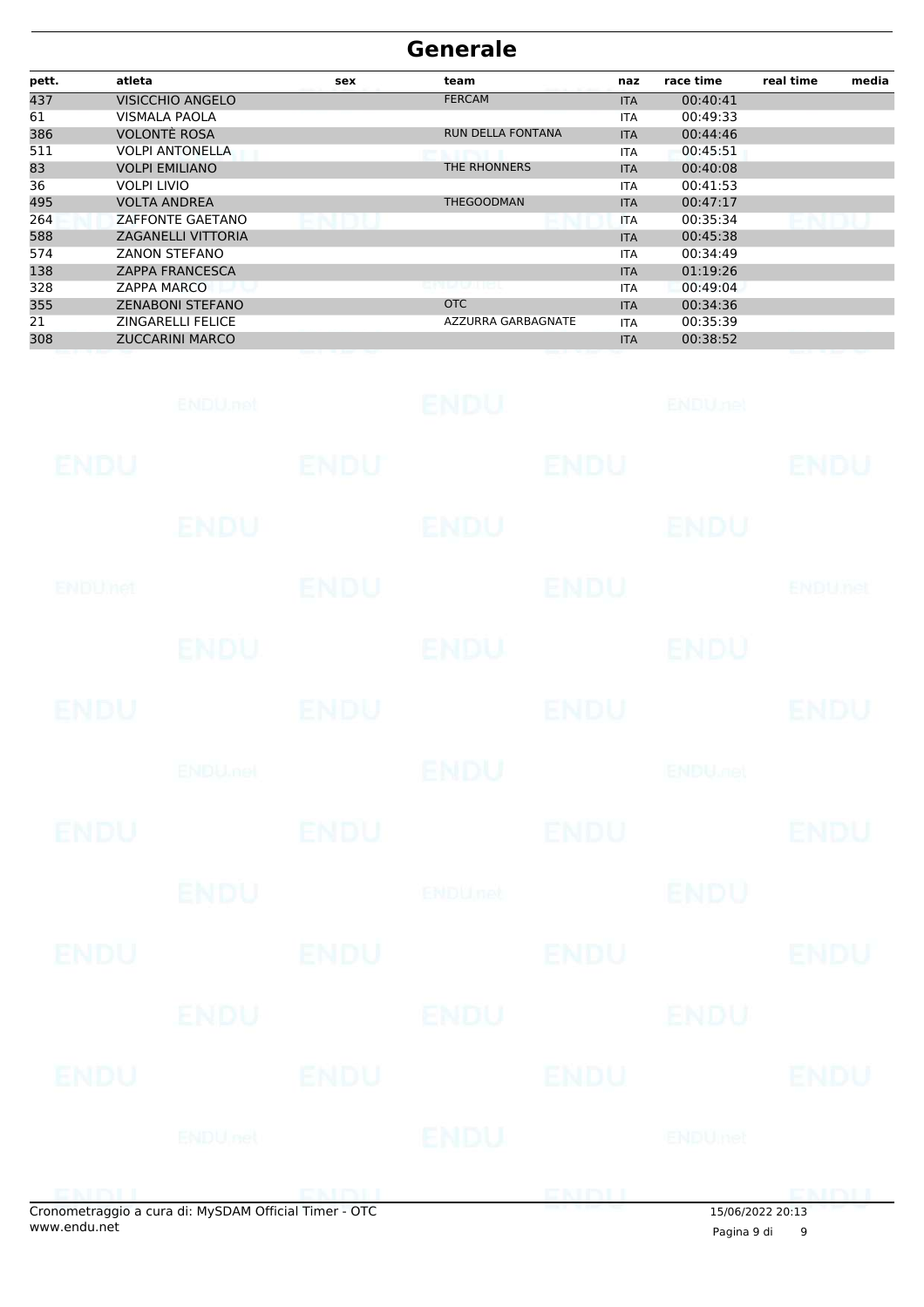# Generale

| pett. | atleta | sex | team | naz | race time | real time | media |
|---|---|---|---|---|---|---|---|
| 437 | VISICCHIO ANGELO | | FERCAM | ITA | 00:40:41 | | |
| 61 | VISMALA PAOLA | | | ITA | 00:49:33 | | |
| 386 | VOLONTÈ ROSA | | RUN DELLA FONTANA | ITA | 00:44:46 | | |
| 511 | VOLPI ANTONELLA | | | ITA | 00:45:51 | | |
| 83 | VOLPI EMILIANO | | THE RHONNERS | ITA | 00:40:08 | | |
| 36 | VOLPI LIVIO | | | ITA | 00:41:53 | | |
| 495 | VOLTA ANDREA | | THEGOODMAN | ITA | 00:47:17 | | |
| 264 | ZAFFONTE GAETANO | | | ITA | 00:35:34 | | |
| 588 | ZAGANELLI VITTORIA | | | ITA | 00:45:38 | | |
| 574 | ZANON STEFANO | | | ITA | 00:34:49 | | |
| 138 | ZAPPA FRANCESCA | | | ITA | 01:19:26 | | |
| 328 | ZAPPA MARCO | | | ITA | 00:49:04 | | |
| 355 | ZENABONI STEFANO | | OTC | ITA | 00:34:36 | | |
| 21 | ZINGARELLI FELICE | | AZZURRA GARBAGNATE | ITA | 00:35:39 | | |
| 308 | ZUCCARINI MARCO | | | ITA | 00:38:52 | | |

Cronometraggio a cura di: MySDAM Official Timer - OTC
www.endu.net

15/06/2022 20:13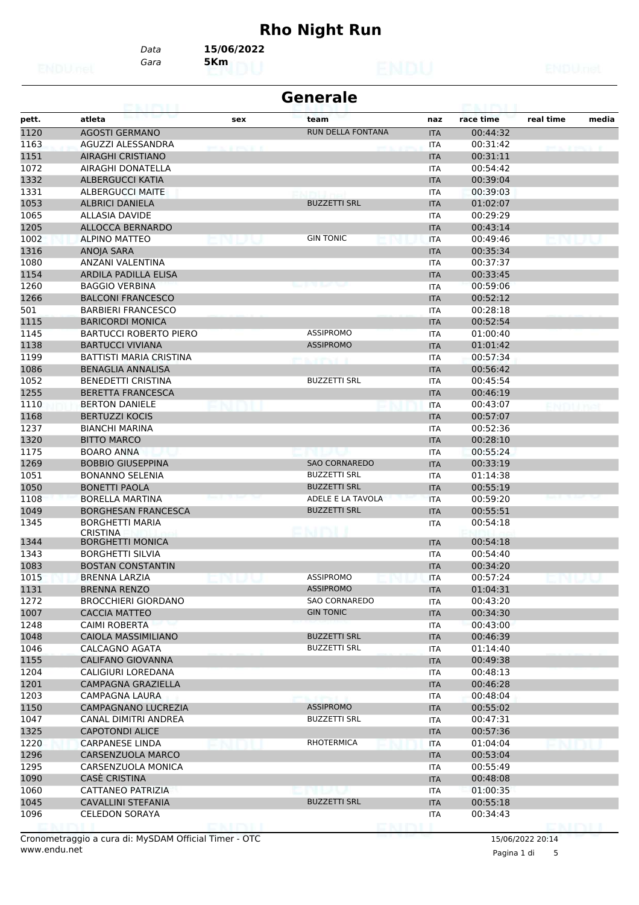# Rho Night Run

*Data* **15/06/2022**
*Gara* **5Km**

## Generale

| pett. | atleta | sex | team | naz | race time | real time | media |
|---|---|---|---|---|---|---|---|
| 1120 | AGOSTI GERMANO | | RUN DELLA FONTANA | ITA | 00:44:32 | | |
| 1163 | AGUZZI ALESSANDRA | | | ITA | 00:31:42 | | |
| 1151 | AIRAGHI CRISTIANO | | | ITA | 00:31:11 | | |
| 1072 | AIRAGHI DONATELLA | | | ITA | 00:54:42 | | |
| 1332 | ALBERGUCCI KATIA | | | ITA | 00:39:04 | | |
| 1331 | ALBERGUCCI MAITE | | | ITA | 00:39:03 | | |
| 1053 | ALBRICI DANIELA | | BUZZETTI SRL | ITA | 01:02:07 | | |
| 1065 | ALLASIA DAVIDE | | | ITA | 00:29:29 | | |
| 1205 | ALLOCCA BERNARDO | | | ITA | 00:43:14 | | |
| 1002 | ALPINO MATTEO | | GIN TONIC | ITA | 00:49:46 | | |
| 1316 | ANOJA SARA | | | ITA | 00:35:34 | | |
| 1080 | ANZANI VALENTINA | | | ITA | 00:37:37 | | |
| 1154 | ARDILA PADILLA ELISA | | | ITA | 00:33:45 | | |
| 1260 | BAGGIO VERBINA | | | ITA | 00:59:06 | | |
| 1266 | BALCONI FRANCESCO | | | ITA | 00:52:12 | | |
| 501 | BARBIERI FRANCESCO | | | ITA | 00:28:18 | | |
| 1115 | BARICORDI MONICA | | | ITA | 00:52:54 | | |
| 1145 | BARTUCCI ROBERTO PIERO | | ASSIPROMO | ITA | 01:00:40 | | |
| 1138 | BARTUCCI VIVIANA | | ASSIPROMO | ITA | 01:01:42 | | |
| 1199 | BATTISTI MARIA CRISTINA | | | ITA | 00:57:34 | | |
| 1086 | BENAGLIA ANNALISA | | | ITA | 00:56:42 | | |
| 1052 | BENEDETTI CRISTINA | | BUZZETTI SRL | ITA | 00:45:54 | | |
| 1255 | BERETTA FRANCESCA | | | ITA | 00:46:19 | | |
| 1110 | BERTON DANIELE | | | ITA | 00:43:07 | | |
| 1168 | BERTUZZI KOCIS | | | ITA | 00:57:07 | | |
| 1237 | BIANCHI MARINA | | | ITA | 00:52:36 | | |
| 1320 | BITTO MARCO | | | ITA | 00:28:10 | | |
| 1175 | BOARO ANNA | | | ITA | 00:55:24 | | |
| 1269 | BOBBIO GIUSEPPINA | | SAO CORNAREDO | ITA | 00:33:19 | | |
| 1051 | BONANNO SELENIA | | BUZZETTI SRL | ITA | 01:14:38 | | |
| 1050 | BONETTI PAOLA | | BUZZETTI SRL | ITA | 00:55:19 | | |
| 1108 | BORELLA MARTINA | | ADELE E LA TAVOLA | ITA | 00:59:20 | | |
| 1049 | BORGHESAN FRANCESCA | | BUZZETTI SRL | ITA | 00:55:51 | | |
| 1345 | BORGHETTI MARIA CRISTINA | | | ITA | 00:54:18 | | |
| 1344 | BORGHETTI MONICA | | | ITA | 00:54:18 | | |
| 1343 | BORGHETTI SILVIA | | | ITA | 00:54:40 | | |
| 1083 | BOSTAN CONSTANTIN | | | ITA | 00:34:20 | | |
| 1015 | BRENNA LARZIA | | ASSIPROMO | ITA | 00:57:24 | | |
| 1131 | BRENNA RENZO | | ASSIPROMO | ITA | 01:04:31 | | |
| 1272 | BROCCHIERI GIORDANO | | SAO CORNAREDO | ITA | 00:43:20 | | |
| 1007 | CACCIA MATTEO | | GIN TONIC | ITA | 00:34:30 | | |
| 1248 | CAIMI ROBERTA | | | ITA | 00:43:00 | | |
| 1048 | CAIOLA MASSIMILIANO | | BUZZETTI SRL | ITA | 00:46:39 | | |
| 1046 | CALCAGNO AGATA | | BUZZETTI SRL | ITA | 01:14:40 | | |
| 1155 | CALIFANO GIOVANNA | | | ITA | 00:49:38 | | |
| 1204 | CALIGIURI LOREDANA | | | ITA | 00:48:13 | | |
| 1201 | CAMPAGNA GRAZIELLA | | | ITA | 00:46:28 | | |
| 1203 | CAMPAGNA LAURA | | | ITA | 00:48:04 | | |
| 1150 | CAMPAGNANO LUCREZIA | | ASSIPROMO | ITA | 00:55:02 | | |
| 1047 | CANAL DIMITRI ANDREA | | BUZZETTI SRL | ITA | 00:47:31 | | |
| 1325 | CAPOTONDI ALICE | | | ITA | 00:57:36 | | |
| 1220 | CARPANESE LINDA | | RHOTERMICA | ITA | 01:04:04 | | |
| 1296 | CARSENZUOLA MARCO | | | ITA | 00:53:04 | | |
| 1295 | CARSENZUOLA MONICA | | | ITA | 00:55:49 | | |
| 1090 | CASÈ CRISTINA | | | ITA | 00:48:08 | | |
| 1060 | CATTANEO PATRIZIA | | | ITA | 01:00:35 | | |
| 1045 | CAVALLINI STEFANIA | | BUZZETTI SRL | ITA | 00:55:18 | | |
| 1096 | CELEDON SORAYA | | | ITA | 00:34:43 | | |

Cronometraggio a cura di: MySDAM Official Timer - OTC
www.endu.net

15/06/2022 20:14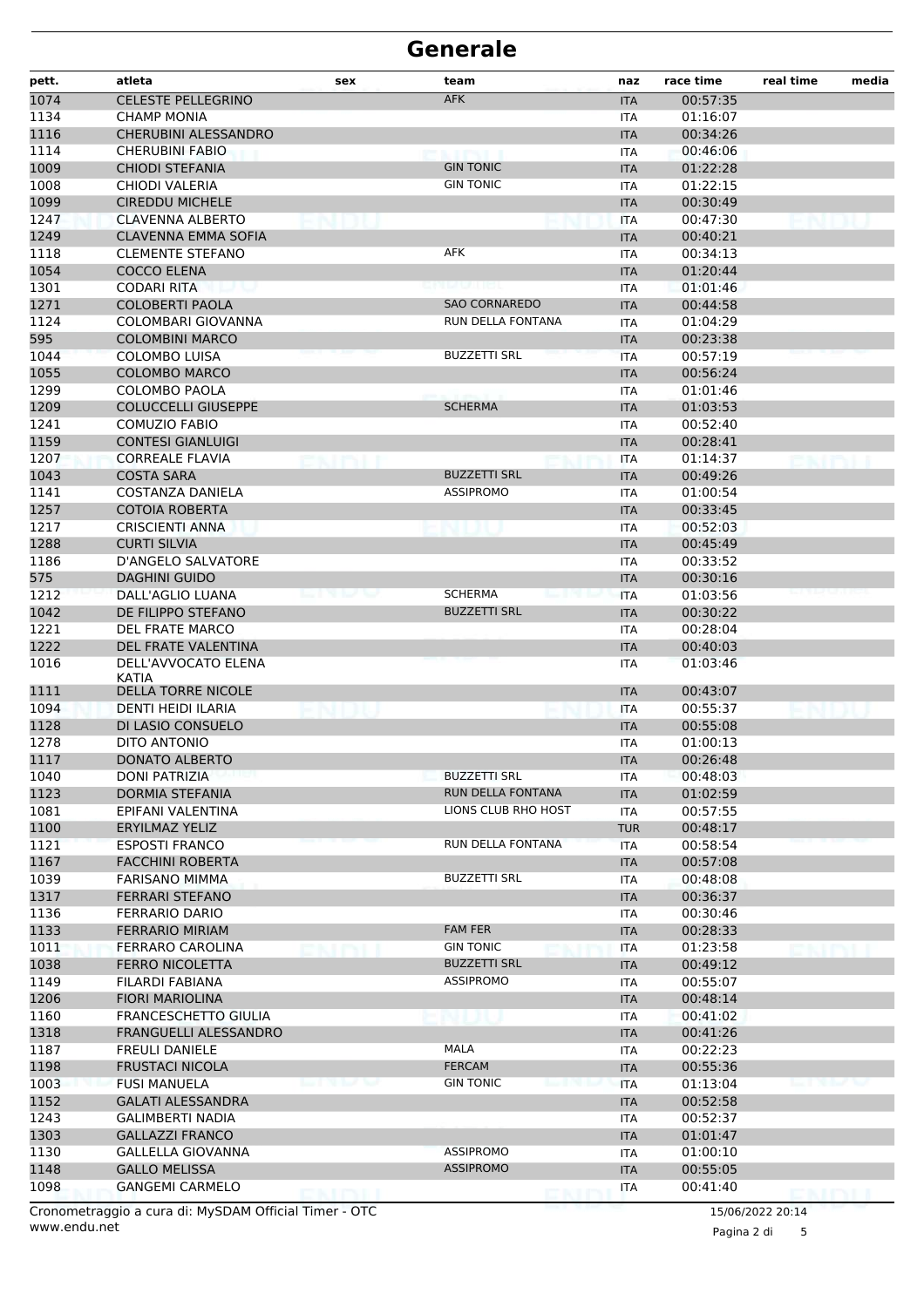# Generale

| pett. | atleta | sex | team | naz | race time | real time | media |
|---|---|---|---|---|---|---|---|
| 1074 | CELESTE PELLEGRINO | | AFK | ITA | 00:57:35 | | |
| 1134 | CHAMP MONIA | | | ITA | 01:16:07 | | |
| 1116 | CHERUBINI ALESSANDRO | | | ITA | 00:34:26 | | |
| 1114 | CHERUBINI FABIO | | | ITA | 00:46:06 | | |
| 1009 | CHIODI STEFANIA | | GIN TONIC | ITA | 01:22:28 | | |
| 1008 | CHIODI VALERIA | | GIN TONIC | ITA | 01:22:15 | | |
| 1099 | CIREDDU MICHELE | | | ITA | 00:30:49 | | |
| 1247 | CLAVENNA ALBERTO | | | ITA | 00:47:30 | | |
| 1249 | CLAVENNA EMMA SOFIA | | | ITA | 00:40:21 | | |
| 1118 | CLEMENTE STEFANO | | AFK | ITA | 00:34:13 | | |
| 1054 | COCCO ELENA | | | ITA | 01:20:44 | | |
| 1301 | CODARI RITA | | | ITA | 01:01:46 | | |
| 1271 | COLOBERTI PAOLA | | SAO CORNAREDO | ITA | 00:44:58 | | |
| 1124 | COLOMBARI GIOVANNA | | RUN DELLA FONTANA | ITA | 01:04:29 | | |
| 595 | COLOMBINI MARCO | | | ITA | 00:23:38 | | |
| 1044 | COLOMBO LUISA | | BUZZETTI SRL | ITA | 00:57:19 | | |
| 1055 | COLOMBO MARCO | | | ITA | 00:56:24 | | |
| 1299 | COLOMBO PAOLA | | | ITA | 01:01:46 | | |
| 1209 | COLUCCELLI GIUSEPPE | | SCHERMA | ITA | 01:03:53 | | |
| 1241 | COMUZIO FABIO | | | ITA | 00:52:40 | | |
| 1159 | CONTESI GIANLUIGI | | | ITA | 00:28:41 | | |
| 1207 | CORREALE FLAVIA | | | ITA | 01:14:37 | | |
| 1043 | COSTA SARA | | BUZZETTI SRL | ITA | 00:49:26 | | |
| 1141 | COSTANZA DANIELA | | ASSIPROMO | ITA | 01:00:54 | | |
| 1257 | COTOIA ROBERTA | | | ITA | 00:33:45 | | |
| 1217 | CRISCIENTI ANNA | | | ITA | 00:52:03 | | |
| 1288 | CURTI SILVIA | | | ITA | 00:45:49 | | |
| 1186 | D'ANGELO SALVATORE | | | ITA | 00:33:52 | | |
| 575 | DAGHINI GUIDO | | | ITA | 00:30:16 | | |
| 1212 | DALL'AGLIO LUANA | | SCHERMA | ITA | 01:03:56 | | |
| 1042 | DE FILIPPO STEFANO | | BUZZETTI SRL | ITA | 00:30:22 | | |
| 1221 | DEL FRATE MARCO | | | ITA | 00:28:04 | | |
| 1222 | DEL FRATE VALENTINA | | | ITA | 00:40:03 | | |
| 1016 | DELL'AVVOCATO ELENA KATIA | | | ITA | 01:03:46 | | |
| 1111 | DELLA TORRE NICOLE | | | ITA | 00:43:07 | | |
| 1094 | DENTI HEIDI ILARIA | | | ITA | 00:55:37 | | |
| 1128 | DI LASIO CONSUELO | | | ITA | 00:55:08 | | |
| 1278 | DITO ANTONIO | | | ITA | 01:00:13 | | |
| 1117 | DONATO ALBERTO | | | ITA | 00:26:48 | | |
| 1040 | DONI PATRIZIA | | BUZZETTI SRL | ITA | 00:48:03 | | |
| 1123 | DORMIA STEFANIA | | RUN DELLA FONTANA | ITA | 01:02:59 | | |
| 1081 | EPIFANI VALENTINA | | LIONS CLUB RHO HOST | ITA | 00:57:55 | | |
| 1100 | ERYILMAZ YELIZ | | | TUR | 00:48:17 | | |
| 1121 | ESPOSTI FRANCO | | RUN DELLA FONTANA | ITA | 00:58:54 | | |
| 1167 | FACCHINI ROBERTA | | | ITA | 00:57:08 | | |
| 1039 | FARISANO MIMMA | | BUZZETTI SRL | ITA | 00:48:08 | | |
| 1317 | FERRARI STEFANO | | | ITA | 00:36:37 | | |
| 1136 | FERRARIO DARIO | | | ITA | 00:30:46 | | |
| 1133 | FERRARIO MIRIAM | | FAM FER | ITA | 00:28:33 | | |
| 1011 | FERRARO CAROLINA | | GIN TONIC | ITA | 01:23:58 | | |
| 1038 | FERRO NICOLETTA | | BUZZETTI SRL | ITA | 00:49:12 | | |
| 1149 | FILARDI FABIANA | | ASSIPROMO | ITA | 00:55:07 | | |
| 1206 | FIORI MARIOLINA | | | ITA | 00:48:14 | | |
| 1160 | FRANCESCHETTO GIULIA | | | ITA | 00:41:02 | | |
| 1318 | FRANGUELLI ALESSANDRO | | | ITA | 00:41:26 | | |
| 1187 | FREULI DANIELE | | MALA | ITA | 00:22:23 | | |
| 1198 | FRUSTACI NICOLA | | FERCAM | ITA | 00:55:36 | | |
| 1003 | FUSI MANUELA | | GIN TONIC | ITA | 01:13:04 | | |
| 1152 | GALATI ALESSANDRA | | | ITA | 00:52:58 | | |
| 1243 | GALIMBERTI NADIA | | | ITA | 00:52:37 | | |
| 1303 | GALLAZZI FRANCO | | | ITA | 01:01:47 | | |
| 1130 | GALLELLA GIOVANNA | | ASSIPROMO | ITA | 01:00:10 | | |
| 1148 | GALLO MELISSA | | ASSIPROMO | ITA | 00:55:05 | | |
| 1098 | GANGEMI CARMELO | | | ITA | 00:41:40 | | |

Cronometraggio a cura di: MySDAM Official Timer - OTC
www.endu.net

15/06/2022 20:14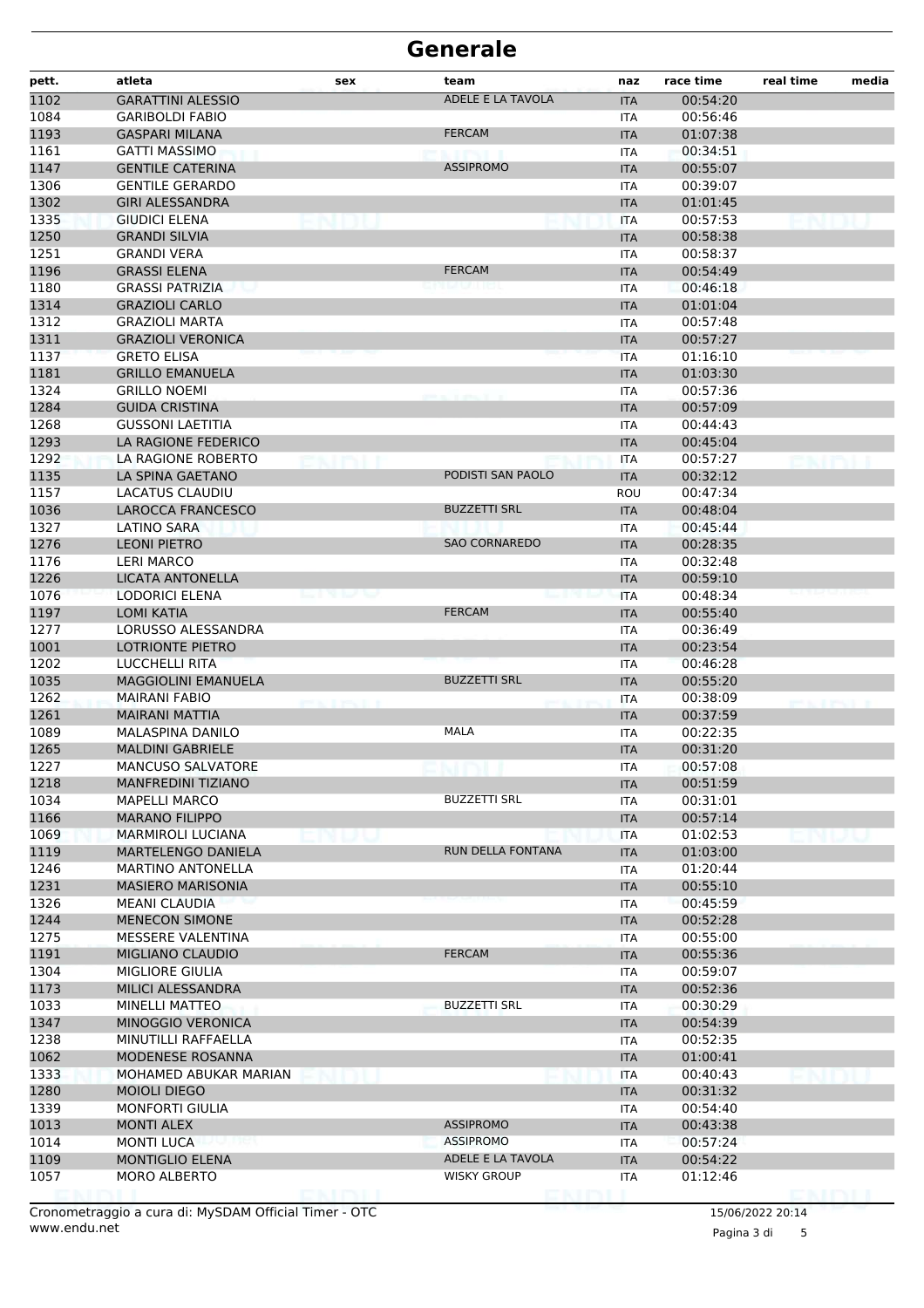# Generale

| pett. | atleta | sex | team | naz | race time | real time | media |
|---|---|---|---|---|---|---|---|
| 1102 | GARATTINI ALESSIO | | ADELE E LA TAVOLA | ITA | 00:54:20 | | |
| 1084 | GARIBOLDI FABIO | | | ITA | 00:56:46 | | |
| 1193 | GASPARI MILANA | | FERCAM | ITA | 01:07:38 | | |
| 1161 | GATTI MASSIMO | | | ITA | 00:34:51 | | |
| 1147 | GENTILE CATERINA | | ASSIPROMO | ITA | 00:55:07 | | |
| 1306 | GENTILE GERARDO | | | ITA | 00:39:07 | | |
| 1302 | GIRI ALESSANDRA | | | ITA | 01:01:45 | | |
| 1335 | GIUDICI ELENA | | | ITA | 00:57:53 | | |
| 1250 | GRANDI SILVIA | | | ITA | 00:58:38 | | |
| 1251 | GRANDI VERA | | | ITA | 00:58:37 | | |
| 1196 | GRASSI ELENA | | FERCAM | ITA | 00:54:49 | | |
| 1180 | GRASSI PATRIZIA | | | ITA | 00:46:18 | | |
| 1314 | GRAZIOLI CARLO | | | ITA | 01:01:04 | | |
| 1312 | GRAZIOLI MARTA | | | ITA | 00:57:48 | | |
| 1311 | GRAZIOLI VERONICA | | | ITA | 00:57:27 | | |
| 1137 | GRETO ELISA | | | ITA | 01:16:10 | | |
| 1181 | GRILLO EMANUELA | | | ITA | 01:03:30 | | |
| 1324 | GRILLO NOEMI | | | ITA | 00:57:36 | | |
| 1284 | GUIDA CRISTINA | | | ITA | 00:57:09 | | |
| 1268 | GUSSONI LAETITIA | | | ITA | 00:44:43 | | |
| 1293 | LA RAGIONE FEDERICO | | | ITA | 00:45:04 | | |
| 1292 | LA RAGIONE ROBERTO | | | ITA | 00:57:27 | | |
| 1135 | LA SPINA GAETANO | | PODISTI SAN PAOLO | ITA | 00:32:12 | | |
| 1157 | LACATUS CLAUDIU | | | ROU | 00:47:34 | | |
| 1036 | LAROCCA FRANCESCO | | BUZZETTI SRL | ITA | 00:48:04 | | |
| 1327 | LATINO SARA | | | ITA | 00:45:44 | | |
| 1276 | LEONI PIETRO | | SAO CORNAREDO | ITA | 00:28:35 | | |
| 1176 | LERI MARCO | | | ITA | 00:32:48 | | |
| 1226 | LICATA ANTONELLA | | | ITA | 00:59:10 | | |
| 1076 | LODORICI ELENA | | | ITA | 00:48:34 | | |
| 1197 | LOMI KATIA | | FERCAM | ITA | 00:55:40 | | |
| 1277 | LORUSSO ALESSANDRA | | | ITA | 00:36:49 | | |
| 1001 | LOTRIONTE PIETRO | | | ITA | 00:23:54 | | |
| 1202 | LUCCHELLI RITA | | | ITA | 00:46:28 | | |
| 1035 | MAGGIOLINI EMANUELA | | BUZZETTI SRL | ITA | 00:55:20 | | |
| 1262 | MAIRANI FABIO | | | ITA | 00:38:09 | | |
| 1261 | MAIRANI MATTIA | | | ITA | 00:37:59 | | |
| 1089 | MALASPINA DANILO | | MALA | ITA | 00:22:35 | | |
| 1265 | MALDINI GABRIELE | | | ITA | 00:31:20 | | |
| 1227 | MANCUSO SALVATORE | | | ITA | 00:57:08 | | |
| 1218 | MANFREDINI TIZIANO | | | ITA | 00:51:59 | | |
| 1034 | MAPELLI MARCO | | BUZZETTI SRL | ITA | 00:31:01 | | |
| 1166 | MARANO FILIPPO | | | ITA | 00:57:14 | | |
| 1069 | MARMIROLI LUCIANA | | | ITA | 01:02:53 | | |
| 1119 | MARTELENGO DANIELA | | RUN DELLA FONTANA | ITA | 01:03:00 | | |
| 1246 | MARTINO ANTONELLA | | | ITA | 01:20:44 | | |
| 1231 | MASIERO MARISONIA | | | ITA | 00:55:10 | | |
| 1326 | MEANI CLAUDIA | | | ITA | 00:45:59 | | |
| 1244 | MENECON SIMONE | | | ITA | 00:52:28 | | |
| 1275 | MESSERE VALENTINA | | | ITA | 00:55:00 | | |
| 1191 | MIGLIANO CLAUDIO | | FERCAM | ITA | 00:55:36 | | |
| 1304 | MIGLIORE GIULIA | | | ITA | 00:59:07 | | |
| 1173 | MILICI ALESSANDRA | | | ITA | 00:52:36 | | |
| 1033 | MINELLI MATTEO | | BUZZETTI SRL | ITA | 00:30:29 | | |
| 1347 | MINOGGIO VERONICA | | | ITA | 00:54:39 | | |
| 1238 | MINUTILLI RAFFAELLA | | | ITA | 00:52:35 | | |
| 1062 | MODENESE ROSANNA | | | ITA | 01:00:41 | | |
| 1333 | MOHAMED ABUKAR MARIAN | | | ITA | 00:40:43 | | |
| 1280 | MOIOLI DIEGO | | | ITA | 00:31:32 | | |
| 1339 | MONFORTI GIULIA | | | ITA | 00:54:40 | | |
| 1013 | MONTI ALEX | | ASSIPROMO | ITA | 00:43:38 | | |
| 1014 | MONTI LUCA | | ASSIPROMO | ITA | 00:57:24 | | |
| 1109 | MONTIGLIO ELENA | | ADELE E LA TAVOLA | ITA | 00:54:22 | | |
| 1057 | MORO ALBERTO | | WISKY GROUP | ITA | 01:12:46 | | |

Cronometraggio a cura di: MySDAM Official Timer - OTC
www.endu.net

15/06/2022 20:14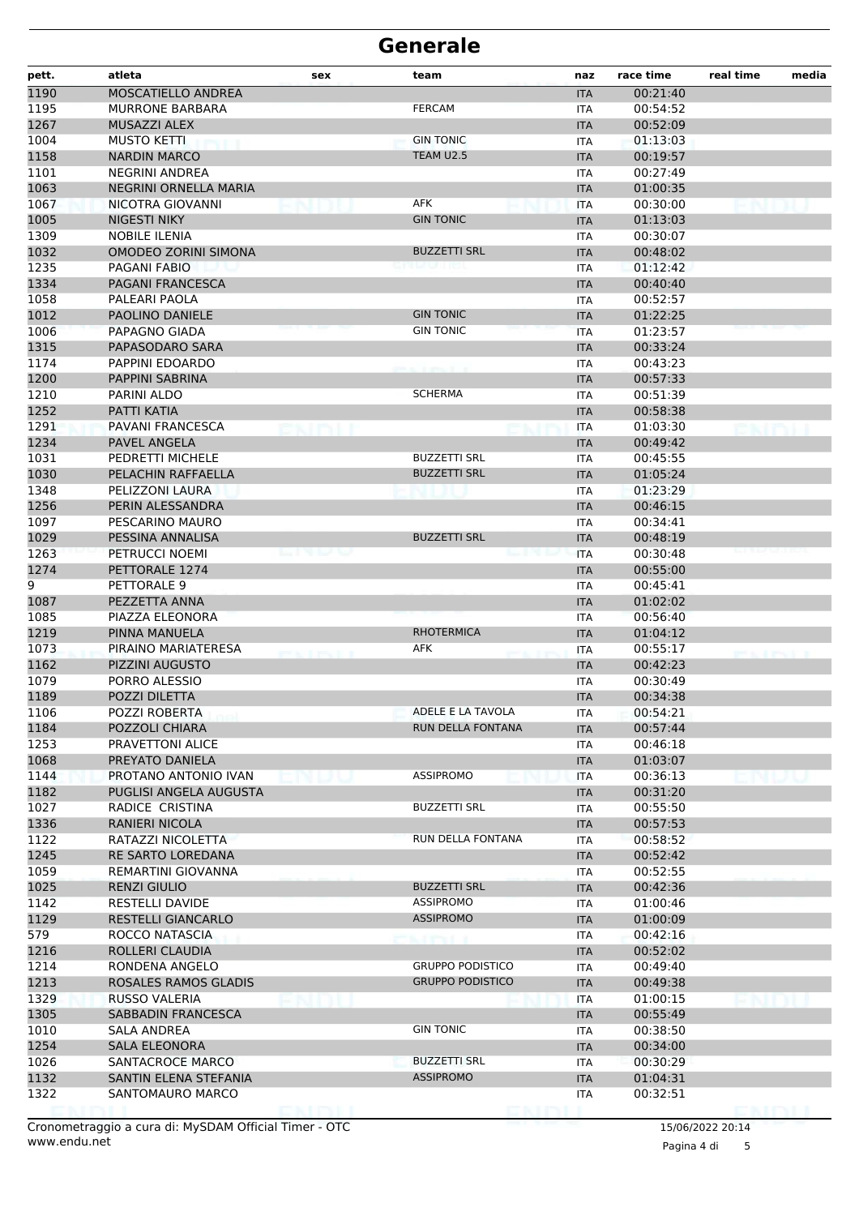# Generale

| pett. | atleta | sex | team | naz | race time | real time | media |
|---|---|---|---|---|---|---|---|
| 1190 | MOSCATIELLO ANDREA | | | ITA | 00:21:40 | | |
| 1195 | MURRONE BARBARA | | FERCAM | ITA | 00:54:52 | | |
| 1267 | MUSAZZI ALEX | | | ITA | 00:52:09 | | |
| 1004 | MUSTO KETTI | | GIN TONIC | ITA | 01:13:03 | | |
| 1158 | NARDIN MARCO | | TEAM U2.5 | ITA | 00:19:57 | | |
| 1101 | NEGRINI ANDREA | | | ITA | 00:27:49 | | |
| 1063 | NEGRINI ORNELLA MARIA | | | ITA | 01:00:35 | | |
| 1067 | NICOTRA GIOVANNI | | AFK | ITA | 00:30:00 | | |
| 1005 | NIGESTI NIKY | | GIN TONIC | ITA | 01:13:03 | | |
| 1309 | NOBILE ILENIA | | | ITA | 00:30:07 | | |
| 1032 | OMODEO ZORINI SIMONA | | BUZZETTI SRL | ITA | 00:48:02 | | |
| 1235 | PAGANI FABIO | | | ITA | 01:12:42 | | |
| 1334 | PAGANI FRANCESCA | | | ITA | 00:40:40 | | |
| 1058 | PALEARI PAOLA | | | ITA | 00:52:57 | | |
| 1012 | PAOLINO DANIELE | | GIN TONIC | ITA | 01:22:25 | | |
| 1006 | PAPAGNO GIADA | | GIN TONIC | ITA | 01:23:57 | | |
| 1315 | PAPASODARO SARA | | | ITA | 00:33:24 | | |
| 1174 | PAPPINI EDOARDO | | | ITA | 00:43:23 | | |
| 1200 | PAPPINI SABRINA | | | ITA | 00:57:33 | | |
| 1210 | PARINI ALDO | | SCHERMA | ITA | 00:51:39 | | |
| 1252 | PATTI KATIA | | | ITA | 00:58:38 | | |
| 1291 | PAVANI FRANCESCA | | | ITA | 01:03:30 | | |
| 1234 | PAVEL ANGELA | | | ITA | 00:49:42 | | |
| 1031 | PEDRETTI MICHELE | | BUZZETTI SRL | ITA | 00:45:55 | | |
| 1030 | PELACHIN RAFFAELLA | | BUZZETTI SRL | ITA | 01:05:24 | | |
| 1348 | PELIZZONI LAURA | | | ITA | 01:23:29 | | |
| 1256 | PERIN ALESSANDRA | | | ITA | 00:46:15 | | |
| 1097 | PESCARINO MAURO | | | ITA | 00:34:41 | | |
| 1029 | PESSINA ANNALISA | | BUZZETTI SRL | ITA | 00:48:19 | | |
| 1263 | PETRUCCI NOEMI | | | ITA | 00:30:48 | | |
| 1274 | PETTORALE 1274 | | | ITA | 00:55:00 | | |
| 9 | PETTORALE 9 | | | ITA | 00:45:41 | | |
| 1087 | PEZZETTA ANNA | | | ITA | 01:02:02 | | |
| 1085 | PIAZZA ELEONORA | | | ITA | 00:56:40 | | |
| 1219 | PINNA MANUELA | | RHOTERMICA | ITA | 01:04:12 | | |
| 1073 | PIRAINO MARIATERESA | | AFK | ITA | 00:55:17 | | |
| 1162 | PIZZINI AUGUSTO | | | ITA | 00:42:23 | | |
| 1079 | PORRO ALESSIO | | | ITA | 00:30:49 | | |
| 1189 | POZZI DILETTA | | | ITA | 00:34:38 | | |
| 1106 | POZZI ROBERTA | | ADELE E LA TAVOLA | ITA | 00:54:21 | | |
| 1184 | POZZOLI CHIARA | | RUN DELLA FONTANA | ITA | 00:57:44 | | |
| 1253 | PRAVETTONI ALICE | | | ITA | 00:46:18 | | |
| 1068 | PREYATO DANIELA | | | ITA | 01:03:07 | | |
| 1144 | PROTANO ANTONIO IVAN | | ASSIPROMO | ITA | 00:36:13 | | |
| 1182 | PUGLISI ANGELA AUGUSTA | | | ITA | 00:31:20 | | |
| 1027 | RADICE CRISTINA | | BUZZETTI SRL | ITA | 00:55:50 | | |
| 1336 | RANIERI NICOLA | | | ITA | 00:57:53 | | |
| 1122 | RATAZZI NICOLETTA | | RUN DELLA FONTANA | ITA | 00:58:52 | | |
| 1245 | RE SARTO LOREDANA | | | ITA | 00:52:42 | | |
| 1059 | REMARTINI GIOVANNA | | | ITA | 00:52:55 | | |
| 1025 | RENZI GIULIO | | BUZZETTI SRL | ITA | 00:42:36 | | |
| 1142 | RESTELLI DAVIDE | | ASSIPROMO | ITA | 01:00:46 | | |
| 1129 | RESTELLI GIANCARLO | | ASSIPROMO | ITA | 01:00:09 | | |
| 579 | ROCCO NATASCIA | | | ITA | 00:42:16 | | |
| 1216 | ROLLERI CLAUDIA | | | ITA | 00:52:02 | | |
| 1214 | RONDENA ANGELO | | GRUPPO PODISTICO | ITA | 00:49:40 | | |
| 1213 | ROSALES RAMOS GLADIS | | GRUPPO PODISTICO | ITA | 00:49:38 | | |
| 1329 | RUSSO VALERIA | | | ITA | 01:00:15 | | |
| 1305 | SABBADIN FRANCESCA | | | ITA | 00:55:49 | | |
| 1010 | SALA ANDREA | | GIN TONIC | ITA | 00:38:50 | | |
| 1254 | SALA ELEONORA | | | ITA | 00:34:00 | | |
| 1026 | SANTACROCE MARCO | | BUZZETTI SRL | ITA | 00:30:29 | | |
| 1132 | SANTIN ELENA STEFANIA | | ASSIPROMO | ITA | 01:04:31 | | |
| 1322 | SANTOMAURO MARCO | | | ITA | 00:32:51 | | |

Cronometraggio a cura di: MySDAM Official Timer - OTC
www.endu.net

15/06/2022 20:14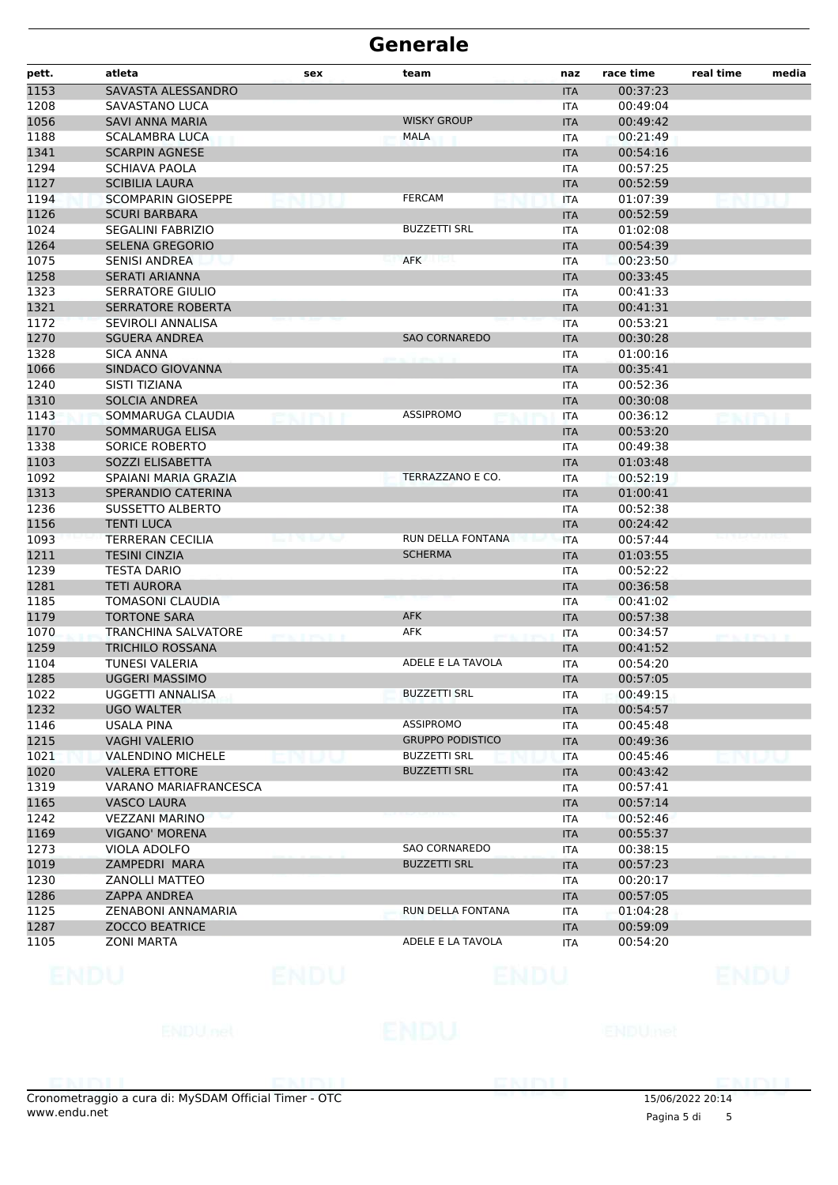# Generale

| pett. | atleta | sex | team | naz | race time | real time | media |
|---|---|---|---|---|---|---|---|
| 1153 | SAVASTA ALESSANDRO | | | ITA | 00:37:23 | | |
| 1208 | SAVASTANO LUCA | | | ITA | 00:49:04 | | |
| 1056 | SAVI ANNA MARIA | | WISKY GROUP | ITA | 00:49:42 | | |
| 1188 | SCALAMBRA LUCA | | MALA | ITA | 00:21:49 | | |
| 1341 | SCARPIN AGNESE | | | ITA | 00:54:16 | | |
| 1294 | SCHIAVA PAOLA | | | ITA | 00:57:25 | | |
| 1127 | SCIBILIA LAURA | | | ITA | 00:52:59 | | |
| 1194 | SCOMPARIN GIOSEPPE | | FERCAM | ITA | 01:07:39 | | |
| 1126 | SCURI BARBARA | | | ITA | 00:52:59 | | |
| 1024 | SEGALINI FABRIZIO | | BUZZETTI SRL | ITA | 01:02:08 | | |
| 1264 | SELENA GREGORIO | | | ITA | 00:54:39 | | |
| 1075 | SENISI ANDREA | | AFK | ITA | 00:23:50 | | |
| 1258 | SERATI ARIANNA | | | ITA | 00:33:45 | | |
| 1323 | SERRATORE GIULIO | | | ITA | 00:41:33 | | |
| 1321 | SERRATORE ROBERTA | | | ITA | 00:41:31 | | |
| 1172 | SEVIROLI ANNALISA | | | ITA | 00:53:21 | | |
| 1270 | SGUERA ANDREA | | SAO CORNAREDO | ITA | 00:30:28 | | |
| 1328 | SICA ANNA | | | ITA | 01:00:16 | | |
| 1066 | SINDACO GIOVANNA | | | ITA | 00:35:41 | | |
| 1240 | SISTI TIZIANA | | | ITA | 00:52:36 | | |
| 1310 | SOLCIA ANDREA | | | ITA | 00:30:08 | | |
| 1143 | SOMMARUGA CLAUDIA | | ASSIPROMO | ITA | 00:36:12 | | |
| 1170 | SOMMARUGA ELISA | | | ITA | 00:53:20 | | |
| 1338 | SORICE ROBERTO | | | ITA | 00:49:38 | | |
| 1103 | SOZZI ELISABETTA | | | ITA | 01:03:48 | | |
| 1092 | SPAIANI MARIA GRAZIA | | TERRAZZANO E CO. | ITA | 00:52:19 | | |
| 1313 | SPERANDIO CATERINA | | | ITA | 01:00:41 | | |
| 1236 | SUSSETTO ALBERTO | | | ITA | 00:52:38 | | |
| 1156 | TENTI LUCA | | | ITA | 00:24:42 | | |
| 1093 | TERRERAN CECILIA | | RUN DELLA FONTANA | ITA | 00:57:44 | | |
| 1211 | TESINI CINZIA | | SCHERMA | ITA | 01:03:55 | | |
| 1239 | TESTA DARIO | | | ITA | 00:52:22 | | |
| 1281 | TETI AURORA | | | ITA | 00:36:58 | | |
| 1185 | TOMASONI CLAUDIA | | | ITA | 00:41:02 | | |
| 1179 | TORTONE SARA | | AFK | ITA | 00:57:38 | | |
| 1070 | TRANCHINA SALVATORE | | AFK | ITA | 00:34:57 | | |
| 1259 | TRICHILO ROSSANA | | | ITA | 00:41:52 | | |
| 1104 | TUNESI VALERIA | | ADELE E LA TAVOLA | ITA | 00:54:20 | | |
| 1285 | UGGERI MASSIMO | | | ITA | 00:57:05 | | |
| 1022 | UGGETTI ANNALISA | | BUZZETTI SRL | ITA | 00:49:15 | | |
| 1232 | UGO WALTER | | | ITA | 00:54:57 | | |
| 1146 | USALA PINA | | ASSIPROMO | ITA | 00:45:48 | | |
| 1215 | VAGHI VALERIO | | GRUPPO PODISTICO | ITA | 00:49:36 | | |
| 1021 | VALENDINO MICHELE | | BUZZETTI SRL | ITA | 00:45:46 | | |
| 1020 | VALERA ETTORE | | BUZZETTI SRL | ITA | 00:43:42 | | |
| 1319 | VARANO MARIAFRANCESCA | | | ITA | 00:57:41 | | |
| 1165 | VASCO LAURA | | | ITA | 00:57:14 | | |
| 1242 | VEZZANI MARINO | | | ITA | 00:52:46 | | |
| 1169 | VIGANO' MORENA | | | ITA | 00:55:37 | | |
| 1273 | VIOLA ADOLFO | | SAO CORNAREDO | ITA | 00:38:15 | | |
| 1019 | ZAMPEDRI MARA | | BUZZETTI SRL | ITA | 00:57:23 | | |
| 1230 | ZANOLLI MATTEO | | | ITA | 00:20:17 | | |
| 1286 | ZAPPA ANDREA | | | ITA | 00:57:05 | | |
| 1125 | ZENABONI ANNAMARIA | | RUN DELLA FONTANA | ITA | 01:04:28 | | |
| 1287 | ZOCCO BEATRICE | | | ITA | 00:59:09 | | |
| 1105 | ZONI MARTA | | ADELE E LA TAVOLA | ITA | 00:54:20 | | |

Cronometraggio a cura di: MySDAM Official Timer - OTC
www.endu.net

15/06/2022 20:14